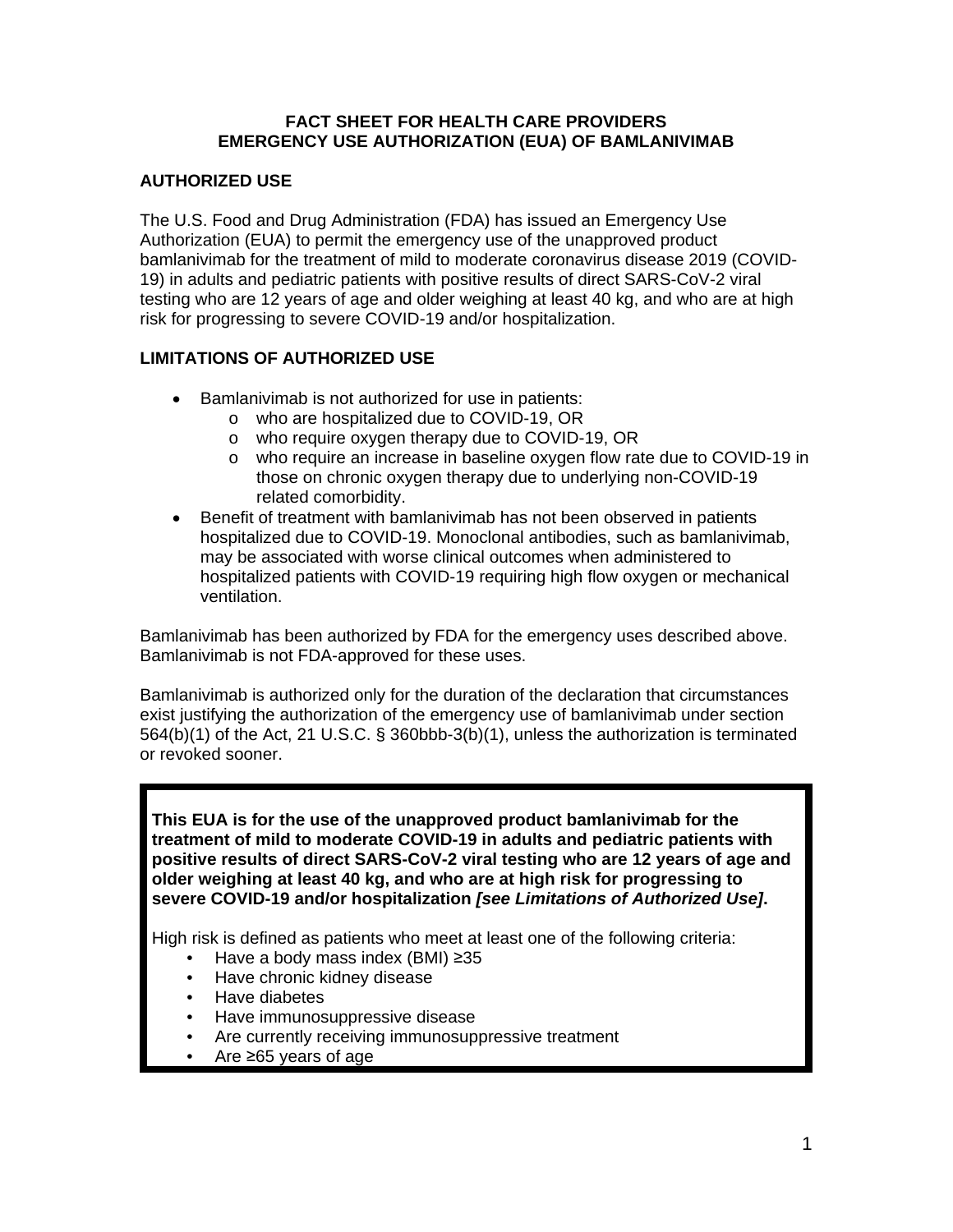# FACT SHEET FOR HEALTH CARE PROVIDERS
# EMERGENCY USE AUTHORIZATION (EUA) OF BAMLANIVIMAB

## AUTHORIZED USE

The U.S. Food and Drug Administration (FDA) has issued an Emergency Use Authorization (EUA) to permit the emergency use of the unapproved product bamlanivimab for the treatment of mild to moderate coronavirus disease 2019 (COVID-19) in adults and pediatric patients with positive results of direct SARS-CoV-2 viral testing who are 12 years of age and older weighing at least 40 kg, and who are at high risk for progressing to severe COVID-19 and/or hospitalization.

## LIMITATIONS OF AUTHORIZED USE

- Bamlanivimab is not authorized for use in patients:
  - who are hospitalized due to COVID-19, OR
  - who require oxygen therapy due to COVID-19, OR
  - who require an increase in baseline oxygen flow rate due to COVID-19 in those on chronic oxygen therapy due to underlying non-COVID-19 related comorbidity.
- Benefit of treatment with bamlanivimab has not been observed in patients hospitalized due to COVID-19. Monoclonal antibodies, such as bamlanivimab, may be associated with worse clinical outcomes when administered to hospitalized patients with COVID-19 requiring high flow oxygen or mechanical ventilation.

Bamlanivimab has been authorized by FDA for the emergency uses described above. Bamlanivimab is not FDA-approved for these uses.

Bamlanivimab is authorized only for the duration of the declaration that circumstances exist justifying the authorization of the emergency use of bamlanivimab under section 564(b)(1) of the Act, 21 U.S.C. § 360bbb-3(b)(1), unless the authorization is terminated or revoked sooner.

**This EUA is for the use of the unapproved product bamlanivimab for the treatment of mild to moderate COVID-19 in adults and pediatric patients with positive results of direct SARS-CoV-2 viral testing who are 12 years of age and older weighing at least 40 kg, and who are at high risk for progressing to severe COVID-19 and/or hospitalization *[see Limitations of Authorized Use]*.**

High risk is defined as patients who meet at least one of the following criteria:

- Have a body mass index (BMI) ≥35
- Have chronic kidney disease
- Have diabetes
- Have immunosuppressive disease
- Are currently receiving immunosuppressive treatment
- Are ≥65 years of age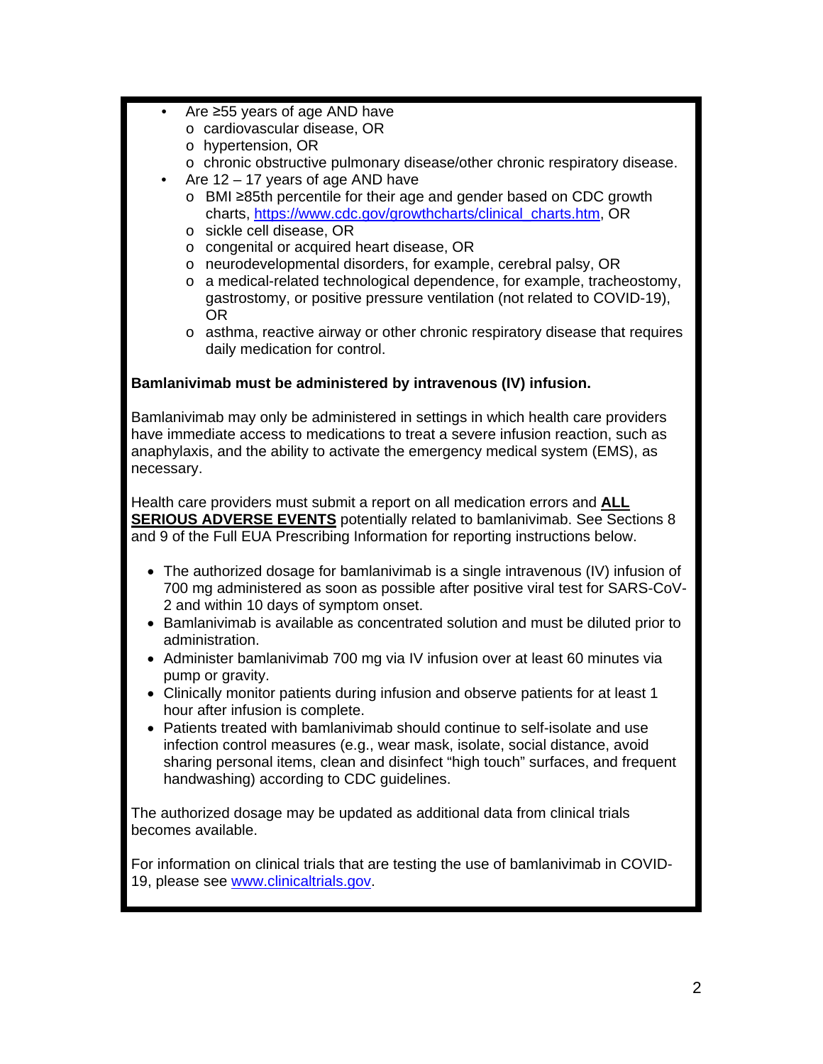- Are ≥55 years of age AND have
  - cardiovascular disease, OR
  - hypertension, OR
  - chronic obstructive pulmonary disease/other chronic respiratory disease.
- Are 12 – 17 years of age AND have
  - BMI ≥85th percentile for their age and gender based on CDC growth charts, https://www.cdc.gov/growthcharts/clinical_charts.htm, OR
  - sickle cell disease, OR
  - congenital or acquired heart disease, OR
  - neurodevelopmental disorders, for example, cerebral palsy, OR
  - a medical-related technological dependence, for example, tracheostomy, gastrostomy, or positive pressure ventilation (not related to COVID-19), OR
  - asthma, reactive airway or other chronic respiratory disease that requires daily medication for control.

**Bamlanivimab must be administered by intravenous (IV) infusion.**

Bamlanivimab may only be administered in settings in which health care providers have immediate access to medications to treat a severe infusion reaction, such as anaphylaxis, and the ability to activate the emergency medical system (EMS), as necessary.

Health care providers must submit a report on all medication errors and **ALL SERIOUS ADVERSE EVENTS** potentially related to bamlanivimab. See Sections 8 and 9 of the Full EUA Prescribing Information for reporting instructions below.

- The authorized dosage for bamlanivimab is a single intravenous (IV) infusion of 700 mg administered as soon as possible after positive viral test for SARS-CoV-2 and within 10 days of symptom onset.
- Bamlanivimab is available as concentrated solution and must be diluted prior to administration.
- Administer bamlanivimab 700 mg via IV infusion over at least 60 minutes via pump or gravity.
- Clinically monitor patients during infusion and observe patients for at least 1 hour after infusion is complete.
- Patients treated with bamlanivimab should continue to self-isolate and use infection control measures (e.g., wear mask, isolate, social distance, avoid sharing personal items, clean and disinfect "high touch" surfaces, and frequent handwashing) according to CDC guidelines.

The authorized dosage may be updated as additional data from clinical trials becomes available.

For information on clinical trials that are testing the use of bamlanivimab in COVID-19, please see www.clinicaltrials.gov.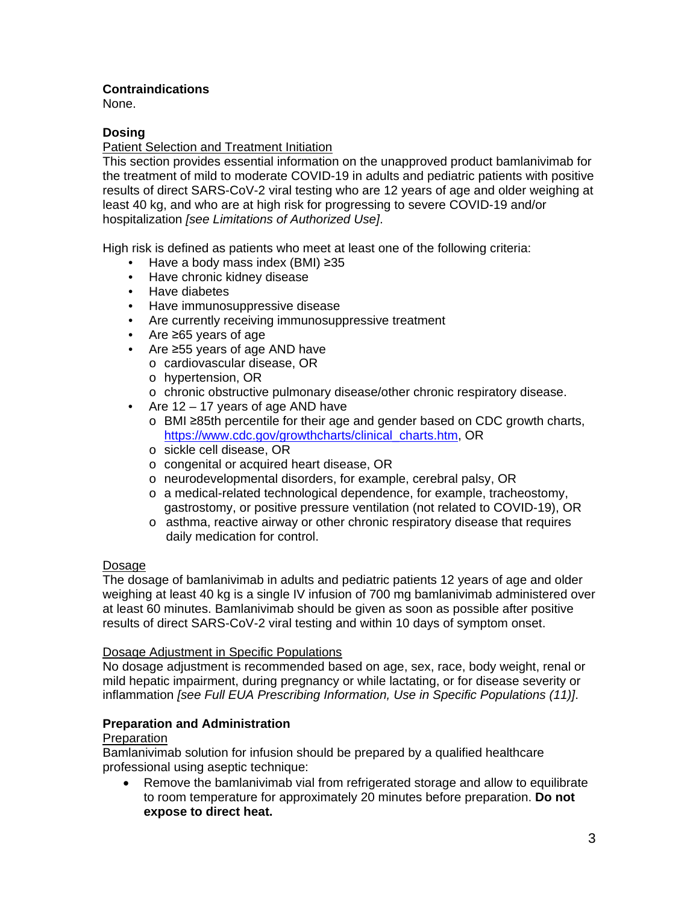**Contraindications**

None.

**Dosing**

Patient Selection and Treatment Initiation

This section provides essential information on the unapproved product bamlanivimab for the treatment of mild to moderate COVID-19 in adults and pediatric patients with positive results of direct SARS-CoV-2 viral testing who are 12 years of age and older weighing at least 40 kg, and who are at high risk for progressing to severe COVID-19 and/or hospitalization *[see Limitations of Authorized Use]*.

High risk is defined as patients who meet at least one of the following criteria:

- Have a body mass index (BMI) ≥35
- Have chronic kidney disease
- Have diabetes
- Have immunosuppressive disease
- Are currently receiving immunosuppressive treatment
- Are ≥65 years of age
- Are ≥55 years of age AND have
  - cardiovascular disease, OR
  - hypertension, OR
  - chronic obstructive pulmonary disease/other chronic respiratory disease.
- Are 12 – 17 years of age AND have
  - BMI ≥85th percentile for their age and gender based on CDC growth charts, https://www.cdc.gov/growthcharts/clinical_charts.htm, OR
  - sickle cell disease, OR
  - congenital or acquired heart disease, OR
  - neurodevelopmental disorders, for example, cerebral palsy, OR
  - a medical-related technological dependence, for example, tracheostomy, gastrostomy, or positive pressure ventilation (not related to COVID-19), OR
  - asthma, reactive airway or other chronic respiratory disease that requires daily medication for control.

Dosage

The dosage of bamlanivimab in adults and pediatric patients 12 years of age and older weighing at least 40 kg is a single IV infusion of 700 mg bamlanivimab administered over at least 60 minutes. Bamlanivimab should be given as soon as possible after positive results of direct SARS-CoV-2 viral testing and within 10 days of symptom onset.

Dosage Adjustment in Specific Populations

No dosage adjustment is recommended based on age, sex, race, body weight, renal or mild hepatic impairment, during pregnancy or while lactating, or for disease severity or inflammation *[see Full EUA Prescribing Information, Use in Specific Populations (11)]*.

**Preparation and Administration**

Preparation

Bamlanivimab solution for infusion should be prepared by a qualified healthcare professional using aseptic technique:

- Remove the bamlanivimab vial from refrigerated storage and allow to equilibrate to room temperature for approximately 20 minutes before preparation. **Do not expose to direct heat.**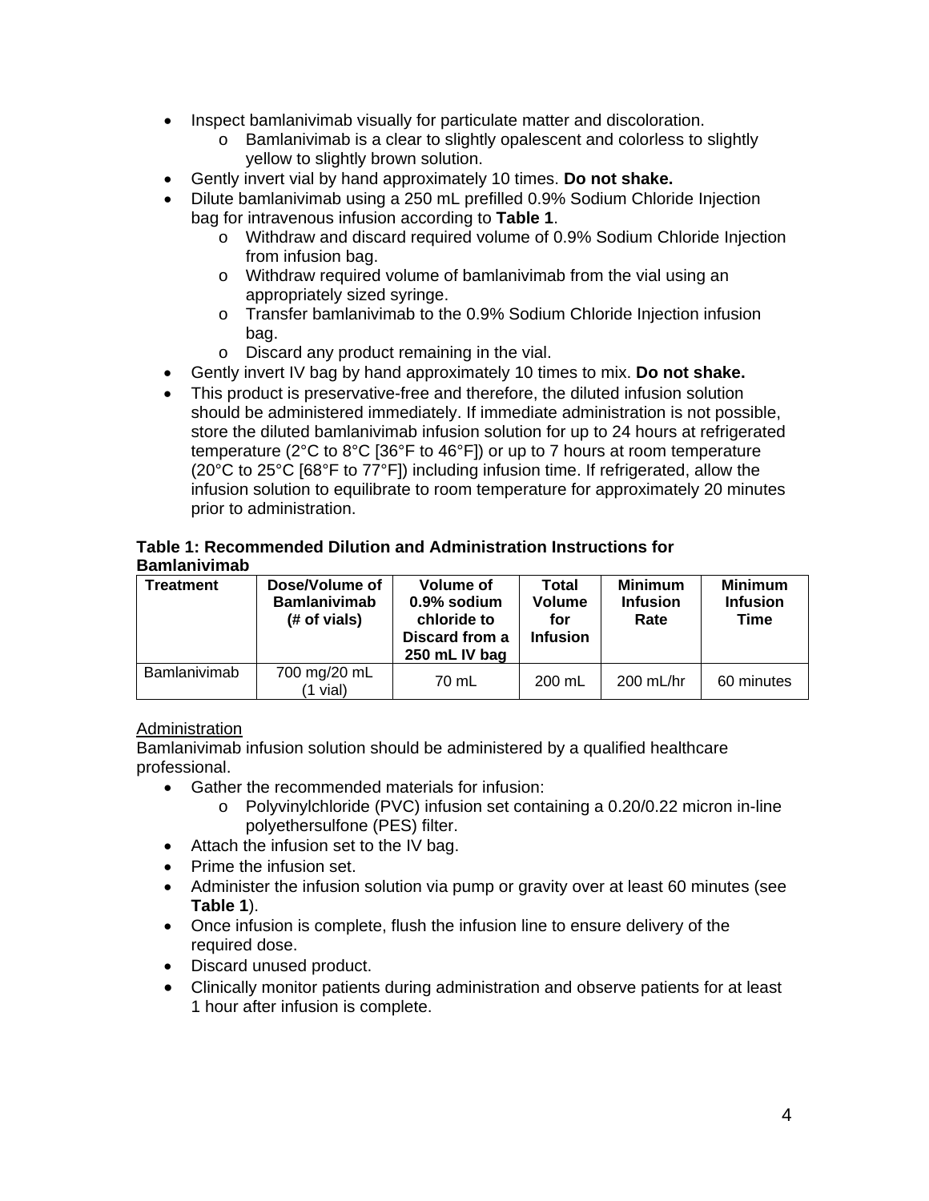- Inspect bamlanivimab visually for particulate matter and discoloration.
  - Bamlanivimab is a clear to slightly opalescent and colorless to slightly yellow to slightly brown solution.
- Gently invert vial by hand approximately 10 times. **Do not shake.**
- Dilute bamlanivimab using a 250 mL prefilled 0.9% Sodium Chloride Injection bag for intravenous infusion according to **Table 1**.
  - Withdraw and discard required volume of 0.9% Sodium Chloride Injection from infusion bag.
  - Withdraw required volume of bamlanivimab from the vial using an appropriately sized syringe.
  - Transfer bamlanivimab to the 0.9% Sodium Chloride Injection infusion bag.
  - Discard any product remaining in the vial.
- Gently invert IV bag by hand approximately 10 times to mix. **Do not shake.**
- This product is preservative-free and therefore, the diluted infusion solution should be administered immediately. If immediate administration is not possible, store the diluted bamlanivimab infusion solution for up to 24 hours at refrigerated temperature (2°C to 8°C [36°F to 46°F]) or up to 7 hours at room temperature (20°C to 25°C [68°F to 77°F]) including infusion time. If refrigerated, allow the infusion solution to equilibrate to room temperature for approximately 20 minutes prior to administration.

**Table 1: Recommended Dilution and Administration Instructions for Bamlanivimab**

| Treatment | Dose/Volume of Bamlanivimab (# of vials) | Volume of 0.9% sodium chloride to Discard from a 250 mL IV bag | Total Volume for Infusion | Minimum Infusion Rate | Minimum Infusion Time |
|---|---|---|---|---|---|
| Bamlanivimab | 700 mg/20 mL (1 vial) | 70 mL | 200 mL | 200 mL/hr | 60 minutes |

<u>Administration</u>

Bamlanivimab infusion solution should be administered by a qualified healthcare professional.

- Gather the recommended materials for infusion:
  - Polyvinylchloride (PVC) infusion set containing a 0.20/0.22 micron in-line polyethersulfone (PES) filter.
- Attach the infusion set to the IV bag.
- Prime the infusion set.
- Administer the infusion solution via pump or gravity over at least 60 minutes (see **Table 1**).
- Once infusion is complete, flush the infusion line to ensure delivery of the required dose.
- Discard unused product.
- Clinically monitor patients during administration and observe patients for at least 1 hour after infusion is complete.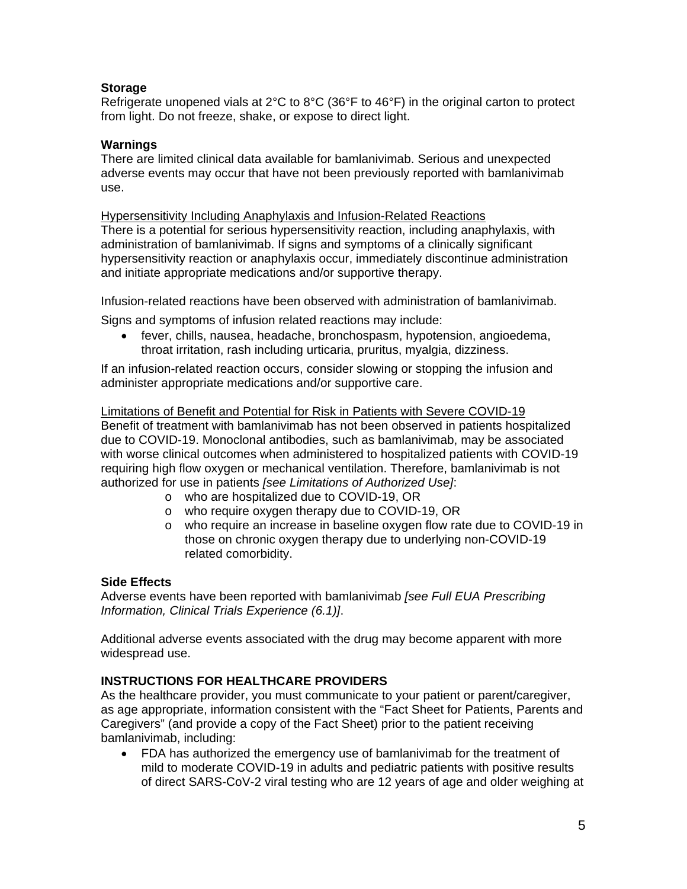**Storage**
Refrigerate unopened vials at 2°C to 8°C (36°F to 46°F) in the original carton to protect from light. Do not freeze, shake, or expose to direct light.

**Warnings**
There are limited clinical data available for bamlanivimab. Serious and unexpected adverse events may occur that have not been previously reported with bamlanivimab use.

<u>Hypersensitivity Including Anaphylaxis and Infusion-Related Reactions</u>
There is a potential for serious hypersensitivity reaction, including anaphylaxis, with administration of bamlanivimab. If signs and symptoms of a clinically significant hypersensitivity reaction or anaphylaxis occur, immediately discontinue administration and initiate appropriate medications and/or supportive therapy.

Infusion-related reactions have been observed with administration of bamlanivimab.

Signs and symptoms of infusion related reactions may include:

- fever, chills, nausea, headache, bronchospasm, hypotension, angioedema, throat irritation, rash including urticaria, pruritus, myalgia, dizziness.

If an infusion-related reaction occurs, consider slowing or stopping the infusion and administer appropriate medications and/or supportive care.

<u>Limitations of Benefit and Potential for Risk in Patients with Severe COVID-19</u>
Benefit of treatment with bamlanivimab has not been observed in patients hospitalized due to COVID-19. Monoclonal antibodies, such as bamlanivimab, may be associated with worse clinical outcomes when administered to hospitalized patients with COVID-19 requiring high flow oxygen or mechanical ventilation. Therefore, bamlanivimab is not authorized for use in patients *[see Limitations of Authorized Use]*:

- o who are hospitalized due to COVID-19, OR
- o who require oxygen therapy due to COVID-19, OR
- o who require an increase in baseline oxygen flow rate due to COVID-19 in those on chronic oxygen therapy due to underlying non-COVID-19 related comorbidity.

**Side Effects**
Adverse events have been reported with bamlanivimab *[see Full EUA Prescribing Information, Clinical Trials Experience (6.1)]*.

Additional adverse events associated with the drug may become apparent with more widespread use.

**INSTRUCTIONS FOR HEALTHCARE PROVIDERS**
As the healthcare provider, you must communicate to your patient or parent/caregiver, as age appropriate, information consistent with the "Fact Sheet for Patients, Parents and Caregivers" (and provide a copy of the Fact Sheet) prior to the patient receiving bamlanivimab, including:

- FDA has authorized the emergency use of bamlanivimab for the treatment of mild to moderate COVID-19 in adults and pediatric patients with positive results of direct SARS-CoV-2 viral testing who are 12 years of age and older weighing at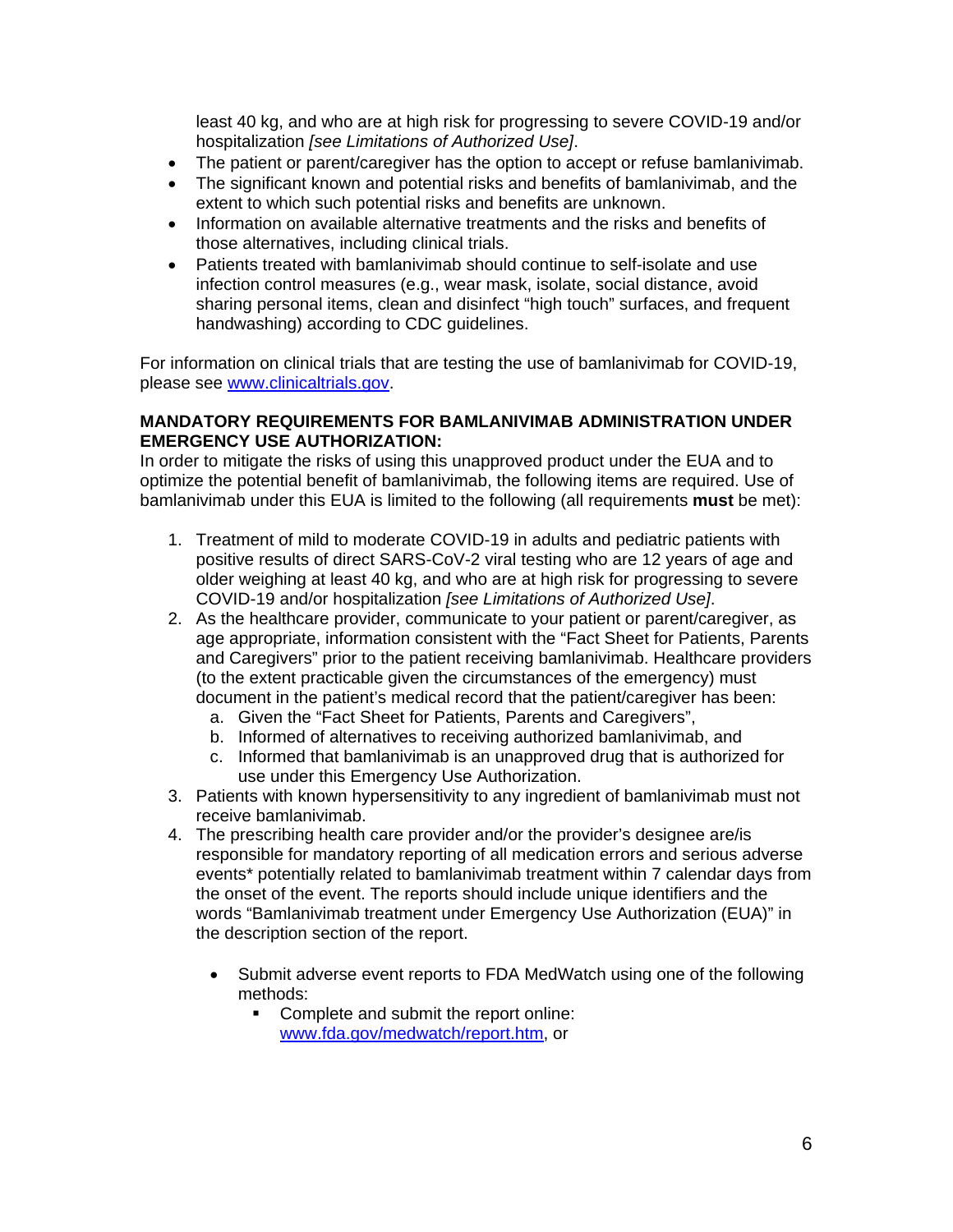least 40 kg, and who are at high risk for progressing to severe COVID-19 and/or hospitalization *[see Limitations of Authorized Use]*.

- The patient or parent/caregiver has the option to accept or refuse bamlanivimab.
- The significant known and potential risks and benefits of bamlanivimab, and the extent to which such potential risks and benefits are unknown.
- Information on available alternative treatments and the risks and benefits of those alternatives, including clinical trials.
- Patients treated with bamlanivimab should continue to self-isolate and use infection control measures (e.g., wear mask, isolate, social distance, avoid sharing personal items, clean and disinfect "high touch" surfaces, and frequent handwashing) according to CDC guidelines.

For information on clinical trials that are testing the use of bamlanivimab for COVID-19, please see [www.clinicaltrials.gov](http://www.clinicaltrials.gov).

**MANDATORY REQUIREMENTS FOR BAMLANIVIMAB ADMINISTRATION UNDER EMERGENCY USE AUTHORIZATION:**

In order to mitigate the risks of using this unapproved product under the EUA and to optimize the potential benefit of bamlanivimab, the following items are required. Use of bamlanivimab under this EUA is limited to the following (all requirements **must** be met):

1. Treatment of mild to moderate COVID-19 in adults and pediatric patients with positive results of direct SARS-CoV-2 viral testing who are 12 years of age and older weighing at least 40 kg, and who are at high risk for progressing to severe COVID-19 and/or hospitalization *[see Limitations of Authorized Use]*.
2. As the healthcare provider, communicate to your patient or parent/caregiver, as age appropriate, information consistent with the "Fact Sheet for Patients, Parents and Caregivers" prior to the patient receiving bamlanivimab. Healthcare providers (to the extent practicable given the circumstances of the emergency) must document in the patient's medical record that the patient/caregiver has been:
   a. Given the "Fact Sheet for Patients, Parents and Caregivers",
   b. Informed of alternatives to receiving authorized bamlanivimab, and
   c. Informed that bamlanivimab is an unapproved drug that is authorized for use under this Emergency Use Authorization.
3. Patients with known hypersensitivity to any ingredient of bamlanivimab must not receive bamlanivimab.
4. The prescribing health care provider and/or the provider's designee are/is responsible for mandatory reporting of all medication errors and serious adverse events* potentially related to bamlanivimab treatment within 7 calendar days from the onset of the event. The reports should include unique identifiers and the words "Bamlanivimab treatment under Emergency Use Authorization (EUA)" in the description section of the report.

   - Submit adverse event reports to FDA MedWatch using one of the following methods:
     - Complete and submit the report online: [www.fda.gov/medwatch/report.htm](http://www.fda.gov/medwatch/report.htm), or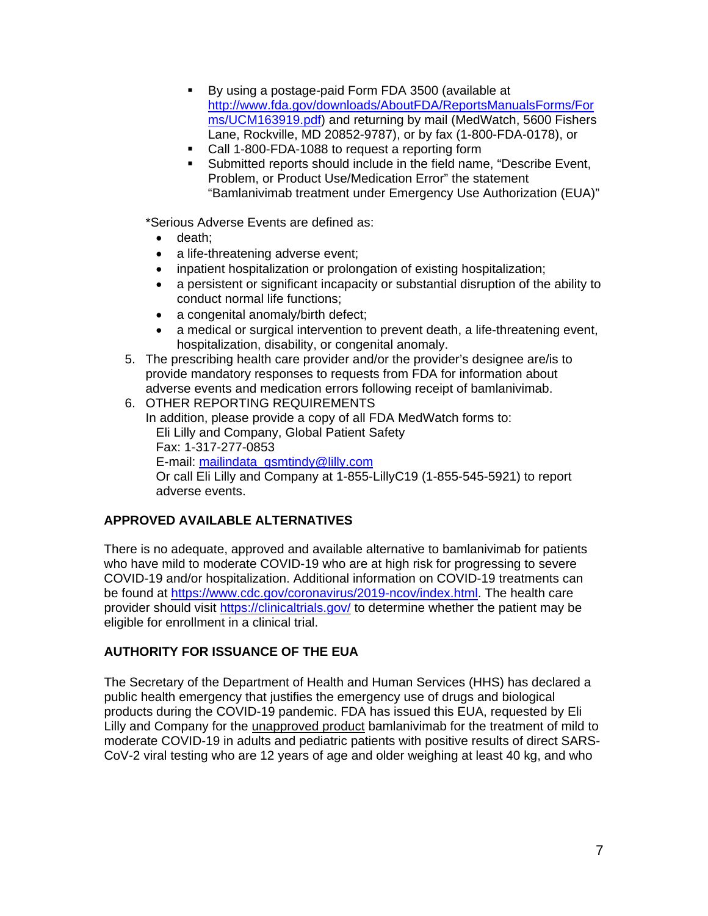- By using a postage-paid Form FDA 3500 (available at [http://www.fda.gov/downloads/AboutFDA/ReportsManualsForms/Forms/UCM163919.pdf](http://www.fda.gov/downloads/AboutFDA/ReportsManualsForms/Forms/UCM163919.pdf)) and returning by mail (MedWatch, 5600 Fishers Lane, Rockville, MD 20852-9787), or by fax (1-800-FDA-0178), or
   - Call 1-800-FDA-1088 to request a reporting form
   - Submitted reports should include in the field name, "Describe Event, Problem, or Product Use/Medication Error" the statement "Bamlanivimab treatment under Emergency Use Authorization (EUA)"

   *Serious Adverse Events are defined as:

   - death;
   - a life-threatening adverse event;
   - inpatient hospitalization or prolongation of existing hospitalization;
   - a persistent or significant incapacity or substantial disruption of the ability to conduct normal life functions;
   - a congenital anomaly/birth defect;
   - a medical or surgical intervention to prevent death, a life-threatening event, hospitalization, disability, or congenital anomaly.

5. The prescribing health care provider and/or the provider's designee are/is to provide mandatory responses to requests from FDA for information about adverse events and medication errors following receipt of bamlanivimab.
6. OTHER REPORTING REQUIREMENTS
   In addition, please provide a copy of all FDA MedWatch forms to:
   Eli Lilly and Company, Global Patient Safety
   Fax: 1-317-277-0853
   E-mail: [mailindata_gsmtindy@lilly.com](mailto:mailindata_gsmtindy@lilly.com)
   Or call Eli Lilly and Company at 1-855-LillyC19 (1-855-545-5921) to report adverse events.

**APPROVED AVAILABLE ALTERNATIVES**

There is no adequate, approved and available alternative to bamlanivimab for patients who have mild to moderate COVID-19 who are at high risk for progressing to severe COVID-19 and/or hospitalization. Additional information on COVID-19 treatments can be found at [https://www.cdc.gov/coronavirus/2019-ncov/index.html](https://www.cdc.gov/coronavirus/2019-ncov/index.html). The health care provider should visit [https://clinicaltrials.gov/](https://clinicaltrials.gov/) to determine whether the patient may be eligible for enrollment in a clinical trial.

**AUTHORITY FOR ISSUANCE OF THE EUA**

The Secretary of the Department of Health and Human Services (HHS) has declared a public health emergency that justifies the emergency use of drugs and biological products during the COVID-19 pandemic. FDA has issued this EUA, requested by Eli Lilly and Company for the unapproved product bamlanivimab for the treatment of mild to moderate COVID-19 in adults and pediatric patients with positive results of direct SARS-CoV-2 viral testing who are 12 years of age and older weighing at least 40 kg, and who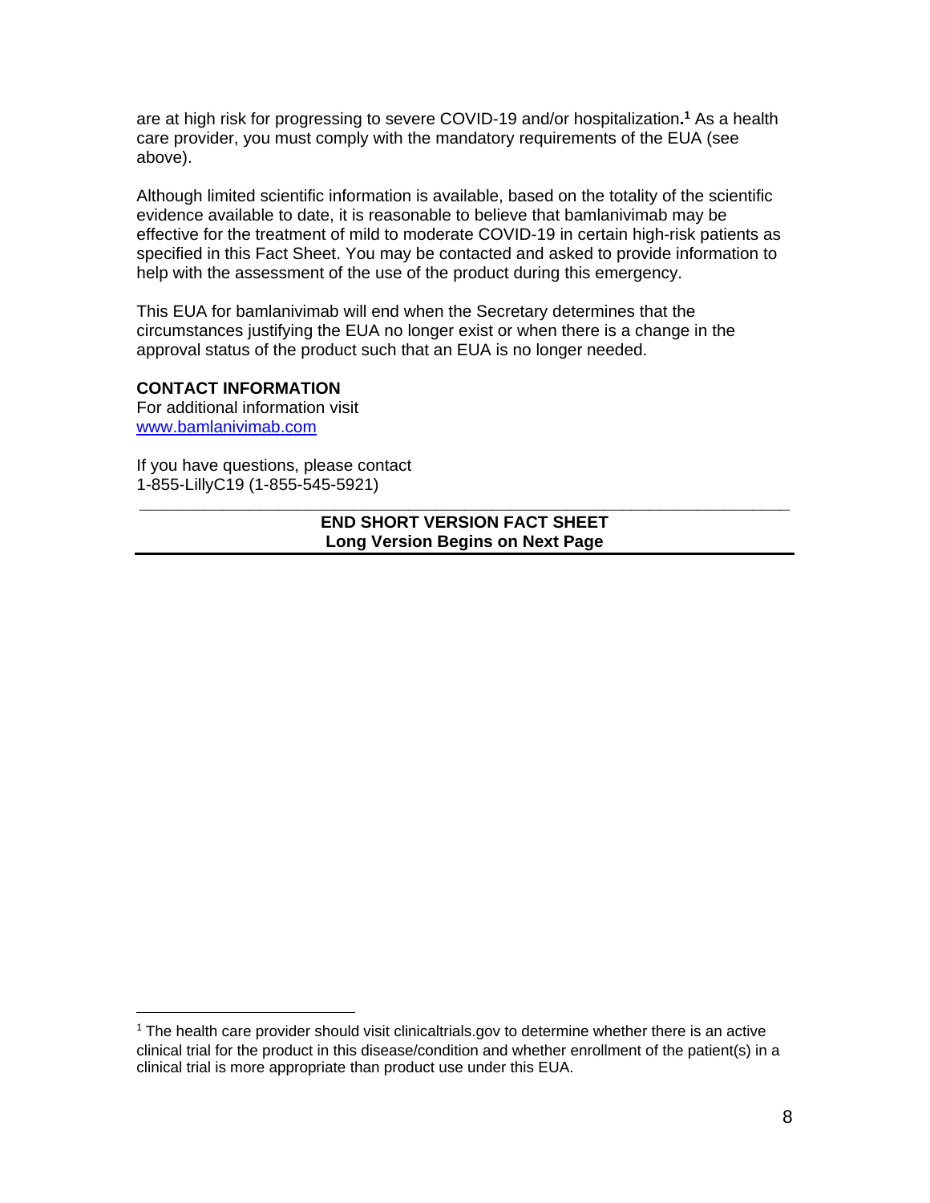are at high risk for progressing to severe COVID-19 and/or hospitalization.[1] As a health care provider, you must comply with the mandatory requirements of the EUA (see above).

Although limited scientific information is available, based on the totality of the scientific evidence available to date, it is reasonable to believe that bamlanivimab may be effective for the treatment of mild to moderate COVID-19 in certain high-risk patients as specified in this Fact Sheet. You may be contacted and asked to provide information to help with the assessment of the use of the product during this emergency.

This EUA for bamlanivimab will end when the Secretary determines that the circumstances justifying the EUA no longer exist or when there is a change in the approval status of the product such that an EUA is no longer needed.

**CONTACT INFORMATION**
For additional information visit
[www.bamlanivimab.com](http://www.bamlanivimab.com)

If you have questions, please contact
1-855-LillyC19 (1-855-545-5921)

---

**END SHORT VERSION FACT SHEET**
**Long Version Begins on Next Page**

---

[1] The health care provider should visit clinicaltrials.gov to determine whether there is an active clinical trial for the product in this disease/condition and whether enrollment of the patient(s) in a clinical trial is more appropriate than product use under this EUA.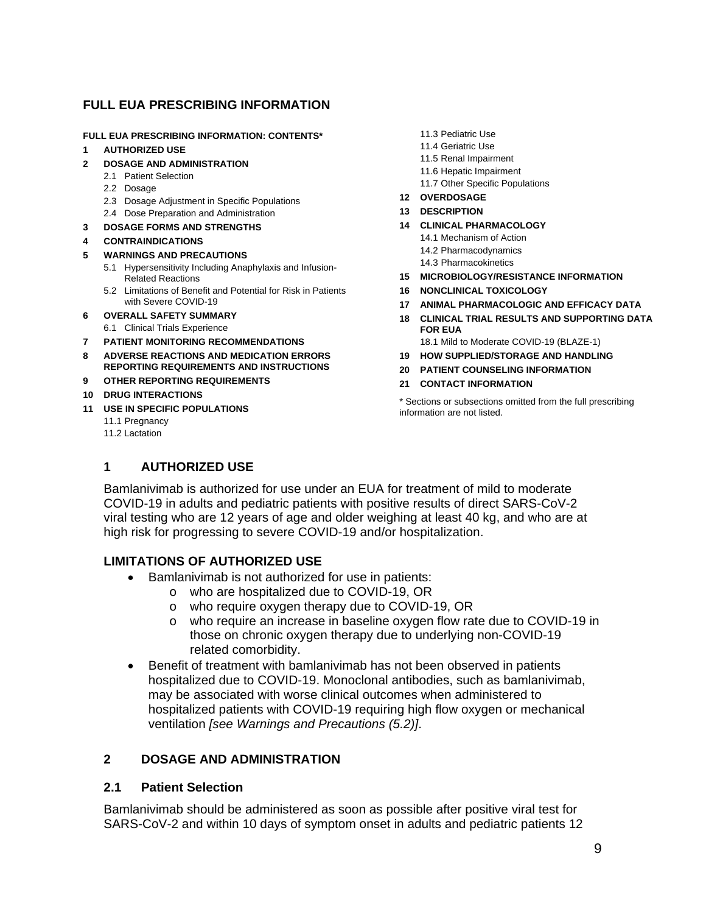# FULL EUA PRESCRIBING INFORMATION

**FULL EUA PRESCRIBING INFORMATION: CONTENTS***

**1 AUTHORIZED USE**

**2 DOSAGE AND ADMINISTRATION**
- 2.1 Patient Selection
- 2.2 Dosage
- 2.3 Dosage Adjustment in Specific Populations
- 2.4 Dose Preparation and Administration

**3 DOSAGE FORMS AND STRENGTHS**

**4 CONTRAINDICATIONS**

**5 WARNINGS AND PRECAUTIONS**
- 5.1 Hypersensitivity Including Anaphylaxis and Infusion-Related Reactions
- 5.2 Limitations of Benefit and Potential for Risk in Patients with Severe COVID-19

**6 OVERALL SAFETY SUMMARY**
- 6.1 Clinical Trials Experience

**7 PATIENT MONITORING RECOMMENDATIONS**

**8 ADVERSE REACTIONS AND MEDICATION ERRORS REPORTING REQUIREMENTS AND INSTRUCTIONS**

**9 OTHER REPORTING REQUIREMENTS**

**10 DRUG INTERACTIONS**

**11 USE IN SPECIFIC POPULATIONS**
- 11.1 Pregnancy
- 11.2 Lactation
- 11.3 Pediatric Use
- 11.4 Geriatric Use
- 11.5 Renal Impairment
- 11.6 Hepatic Impairment
- 11.7 Other Specific Populations

**12 OVERDOSAGE**

**13 DESCRIPTION**

**14 CLINICAL PHARMACOLOGY**
- 14.1 Mechanism of Action
- 14.2 Pharmacodynamics
- 14.3 Pharmacokinetics

**15 MICROBIOLOGY/RESISTANCE INFORMATION**

**16 NONCLINICAL TOXICOLOGY**

**17 ANIMAL PHARMACOLOGIC AND EFFICACY DATA**

**18 CLINICAL TRIAL RESULTS AND SUPPORTING DATA FOR EUA**
- 18.1 Mild to Moderate COVID-19 (BLAZE-1)

**19 HOW SUPPLIED/STORAGE AND HANDLING**

**20 PATIENT COUNSELING INFORMATION**

**21 CONTACT INFORMATION**

* Sections or subsections omitted from the full prescribing information are not listed.

## 1 AUTHORIZED USE

Bamlanivimab is authorized for use under an EUA for treatment of mild to moderate COVID-19 in adults and pediatric patients with positive results of direct SARS-CoV-2 viral testing who are 12 years of age and older weighing at least 40 kg, and who are at high risk for progressing to severe COVID-19 and/or hospitalization.

### LIMITATIONS OF AUTHORIZED USE

- Bamlanivimab is not authorized for use in patients:
  - who are hospitalized due to COVID-19, OR
  - who require oxygen therapy due to COVID-19, OR
  - who require an increase in baseline oxygen flow rate due to COVID-19 in those on chronic oxygen therapy due to underlying non-COVID-19 related comorbidity.
- Benefit of treatment with bamlanivimab has not been observed in patients hospitalized due to COVID-19. Monoclonal antibodies, such as bamlanivimab, may be associated with worse clinical outcomes when administered to hospitalized patients with COVID-19 requiring high flow oxygen or mechanical ventilation *[see Warnings and Precautions (5.2)]*.

## 2 DOSAGE AND ADMINISTRATION

### 2.1 Patient Selection

Bamlanivimab should be administered as soon as possible after positive viral test for SARS-CoV-2 and within 10 days of symptom onset in adults and pediatric patients 12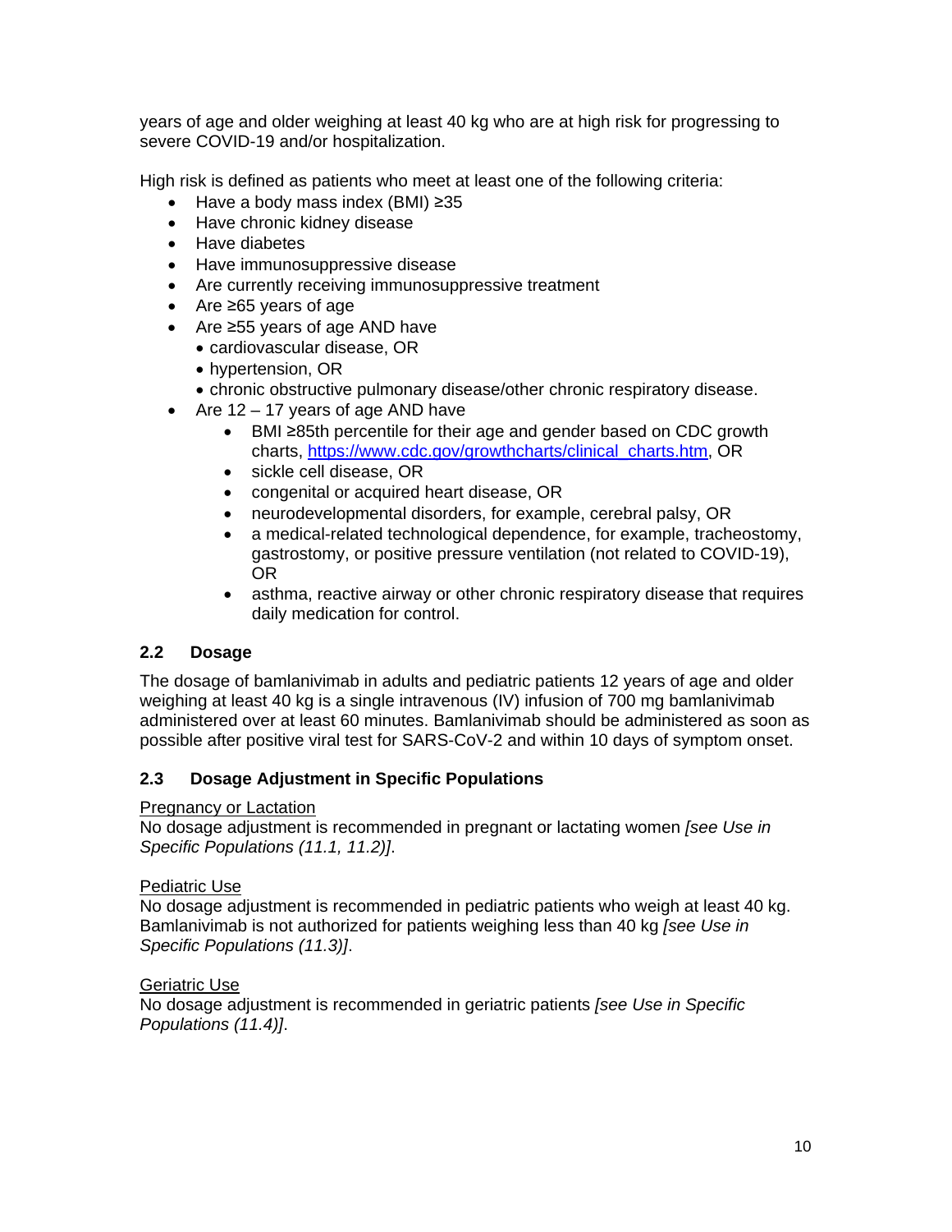years of age and older weighing at least 40 kg who are at high risk for progressing to severe COVID-19 and/or hospitalization.

High risk is defined as patients who meet at least one of the following criteria:

- Have a body mass index (BMI) ≥35
- Have chronic kidney disease
- Have diabetes
- Have immunosuppressive disease
- Are currently receiving immunosuppressive treatment
- Are ≥65 years of age
- Are ≥55 years of age AND have
  - cardiovascular disease, OR
  - hypertension, OR
  - chronic obstructive pulmonary disease/other chronic respiratory disease.
- Are 12 – 17 years of age AND have
  - BMI ≥85th percentile for their age and gender based on CDC growth charts, https://www.cdc.gov/growthcharts/clinical_charts.htm, OR
  - sickle cell disease, OR
  - congenital or acquired heart disease, OR
  - neurodevelopmental disorders, for example, cerebral palsy, OR
  - a medical-related technological dependence, for example, tracheostomy, gastrostomy, or positive pressure ventilation (not related to COVID-19), OR
  - asthma, reactive airway or other chronic respiratory disease that requires daily medication for control.

## 2.2 Dosage

The dosage of bamlanivimab in adults and pediatric patients 12 years of age and older weighing at least 40 kg is a single intravenous (IV) infusion of 700 mg bamlanivimab administered over at least 60 minutes. Bamlanivimab should be administered as soon as possible after positive viral test for SARS-CoV-2 and within 10 days of symptom onset.

## 2.3 Dosage Adjustment in Specific Populations

<u>Pregnancy or Lactation</u>
No dosage adjustment is recommended in pregnant or lactating women *[see Use in Specific Populations (11.1, 11.2)]*.

<u>Pediatric Use</u>
No dosage adjustment is recommended in pediatric patients who weigh at least 40 kg. Bamlanivimab is not authorized for patients weighing less than 40 kg *[see Use in Specific Populations (11.3)]*.

<u>Geriatric Use</u>
No dosage adjustment is recommended in geriatric patients *[see Use in Specific Populations (11.4)]*.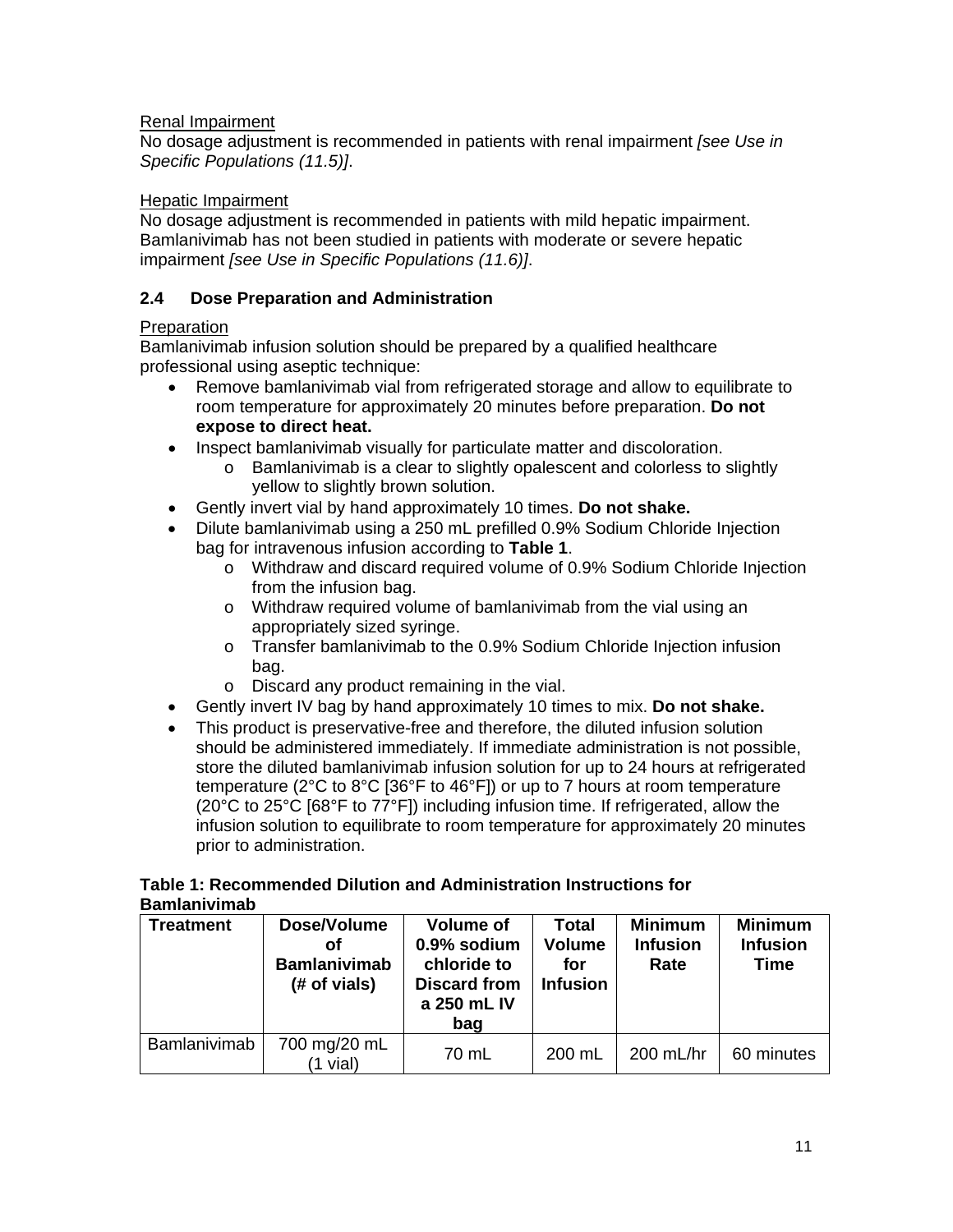Renal Impairment

No dosage adjustment is recommended in patients with renal impairment *[see Use in Specific Populations (11.5)]*.

Hepatic Impairment

No dosage adjustment is recommended in patients with mild hepatic impairment. Bamlanivimab has not been studied in patients with moderate or severe hepatic impairment *[see Use in Specific Populations (11.6)]*.

### 2.4 Dose Preparation and Administration

Preparation

Bamlanivimab infusion solution should be prepared by a qualified healthcare professional using aseptic technique:

- Remove bamlanivimab vial from refrigerated storage and allow to equilibrate to room temperature for approximately 20 minutes before preparation. **Do not expose to direct heat.**
- Inspect bamlanivimab visually for particulate matter and discoloration.
  - Bamlanivimab is a clear to slightly opalescent and colorless to slightly yellow to slightly brown solution.
- Gently invert vial by hand approximately 10 times. **Do not shake.**
- Dilute bamlanivimab using a 250 mL prefilled 0.9% Sodium Chloride Injection bag for intravenous infusion according to **Table 1**.
  - Withdraw and discard required volume of 0.9% Sodium Chloride Injection from the infusion bag.
  - Withdraw required volume of bamlanivimab from the vial using an appropriately sized syringe.
  - Transfer bamlanivimab to the 0.9% Sodium Chloride Injection infusion bag.
  - Discard any product remaining in the vial.
- Gently invert IV bag by hand approximately 10 times to mix. **Do not shake.**
- This product is preservative-free and therefore, the diluted infusion solution should be administered immediately. If immediate administration is not possible, store the diluted bamlanivimab infusion solution for up to 24 hours at refrigerated temperature (2°C to 8°C [36°F to 46°F]) or up to 7 hours at room temperature (20°C to 25°C [68°F to 77°F]) including infusion time. If refrigerated, allow the infusion solution to equilibrate to room temperature for approximately 20 minutes prior to administration.

**Table 1: Recommended Dilution and Administration Instructions for Bamlanivimab**

| Treatment | Dose/Volume of Bamlanivimab (# of vials) | Volume of 0.9% sodium chloride to Discard from a 250 mL IV bag | Total Volume for Infusion | Minimum Infusion Rate | Minimum Infusion Time |
|---|---|---|---|---|---|
| Bamlanivimab | 700 mg/20 mL (1 vial) | 70 mL | 200 mL | 200 mL/hr | 60 minutes |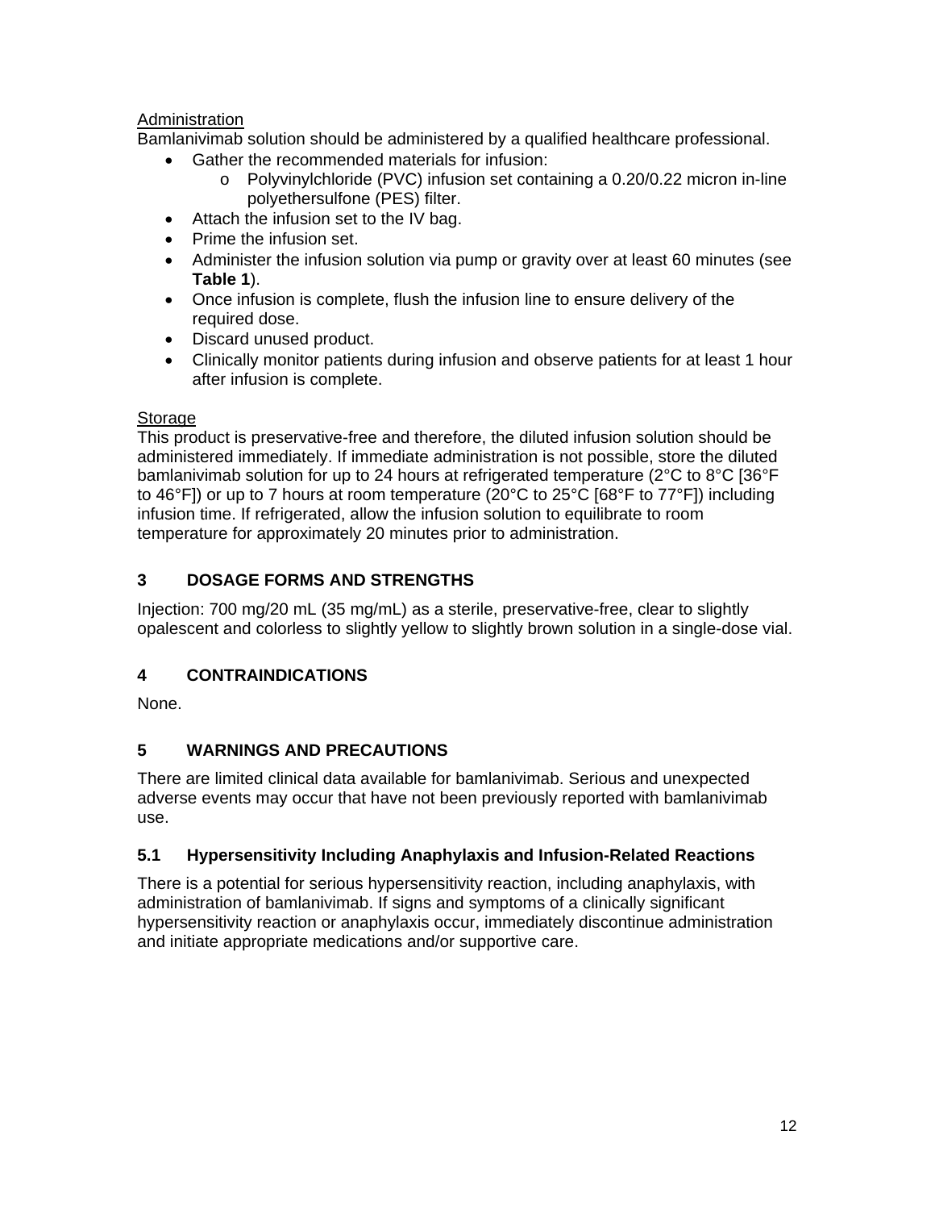Administration

Bamlanivimab solution should be administered by a qualified healthcare professional.

- Gather the recommended materials for infusion:
  - Polyvinylchloride (PVC) infusion set containing a 0.20/0.22 micron in-line polyethersulfone (PES) filter.
- Attach the infusion set to the IV bag.
- Prime the infusion set.
- Administer the infusion solution via pump or gravity over at least 60 minutes (see **Table 1**).
- Once infusion is complete, flush the infusion line to ensure delivery of the required dose.
- Discard unused product.
- Clinically monitor patients during infusion and observe patients for at least 1 hour after infusion is complete.

Storage

This product is preservative-free and therefore, the diluted infusion solution should be administered immediately. If immediate administration is not possible, store the diluted bamlanivimab solution for up to 24 hours at refrigerated temperature (2°C to 8°C [36°F to 46°F]) or up to 7 hours at room temperature (20°C to 25°C [68°F to 77°F]) including infusion time. If refrigerated, allow the infusion solution to equilibrate to room temperature for approximately 20 minutes prior to administration.

## 3 DOSAGE FORMS AND STRENGTHS

Injection: 700 mg/20 mL (35 mg/mL) as a sterile, preservative-free, clear to slightly opalescent and colorless to slightly yellow to slightly brown solution in a single-dose vial.

## 4 CONTRAINDICATIONS

None.

## 5 WARNINGS AND PRECAUTIONS

There are limited clinical data available for bamlanivimab. Serious and unexpected adverse events may occur that have not been previously reported with bamlanivimab use.

### 5.1 Hypersensitivity Including Anaphylaxis and Infusion-Related Reactions

There is a potential for serious hypersensitivity reaction, including anaphylaxis, with administration of bamlanivimab. If signs and symptoms of a clinically significant hypersensitivity reaction or anaphylaxis occur, immediately discontinue administration and initiate appropriate medications and/or supportive care.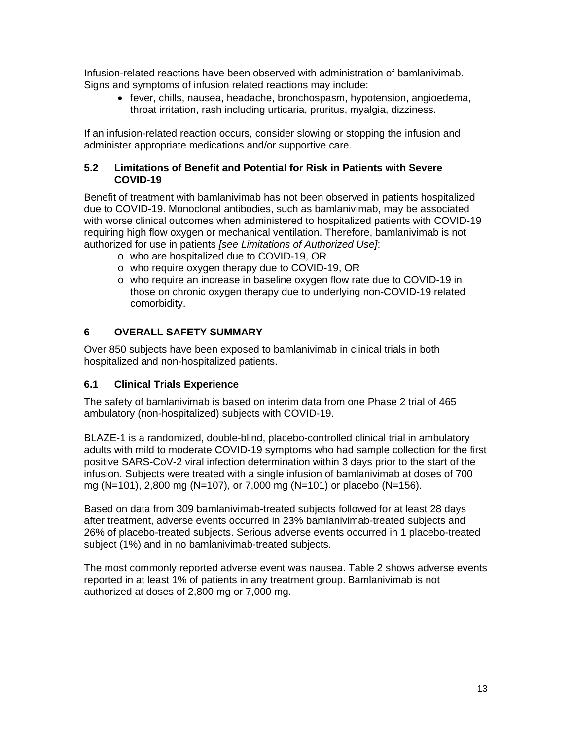Infusion-related reactions have been observed with administration of bamlanivimab. Signs and symptoms of infusion related reactions may include:

- fever, chills, nausea, headache, bronchospasm, hypotension, angioedema, throat irritation, rash including urticaria, pruritus, myalgia, dizziness.

If an infusion-related reaction occurs, consider slowing or stopping the infusion and administer appropriate medications and/or supportive care.

### 5.2 Limitations of Benefit and Potential for Risk in Patients with Severe COVID-19

Benefit of treatment with bamlanivimab has not been observed in patients hospitalized due to COVID-19. Monoclonal antibodies, such as bamlanivimab, may be associated with worse clinical outcomes when administered to hospitalized patients with COVID-19 requiring high flow oxygen or mechanical ventilation. Therefore, bamlanivimab is not authorized for use in patients *[see Limitations of Authorized Use]*:

- who are hospitalized due to COVID-19, OR
- who require oxygen therapy due to COVID-19, OR
- who require an increase in baseline oxygen flow rate due to COVID-19 in those on chronic oxygen therapy due to underlying non-COVID-19 related comorbidity.

## 6 OVERALL SAFETY SUMMARY

Over 850 subjects have been exposed to bamlanivimab in clinical trials in both hospitalized and non-hospitalized patients.

### 6.1 Clinical Trials Experience

The safety of bamlanivimab is based on interim data from one Phase 2 trial of 465 ambulatory (non-hospitalized) subjects with COVID-19.

BLAZE-1 is a randomized, double-blind, placebo-controlled clinical trial in ambulatory adults with mild to moderate COVID-19 symptoms who had sample collection for the first positive SARS-CoV-2 viral infection determination within 3 days prior to the start of the infusion. Subjects were treated with a single infusion of bamlanivimab at doses of 700 mg (N=101), 2,800 mg (N=107), or 7,000 mg (N=101) or placebo (N=156).

Based on data from 309 bamlanivimab-treated subjects followed for at least 28 days after treatment, adverse events occurred in 23% bamlanivimab-treated subjects and 26% of placebo-treated subjects. Serious adverse events occurred in 1 placebo-treated subject (1%) and in no bamlanivimab-treated subjects.

The most commonly reported adverse event was nausea. Table 2 shows adverse events reported in at least 1% of patients in any treatment group. Bamlanivimab is not authorized at doses of 2,800 mg or 7,000 mg.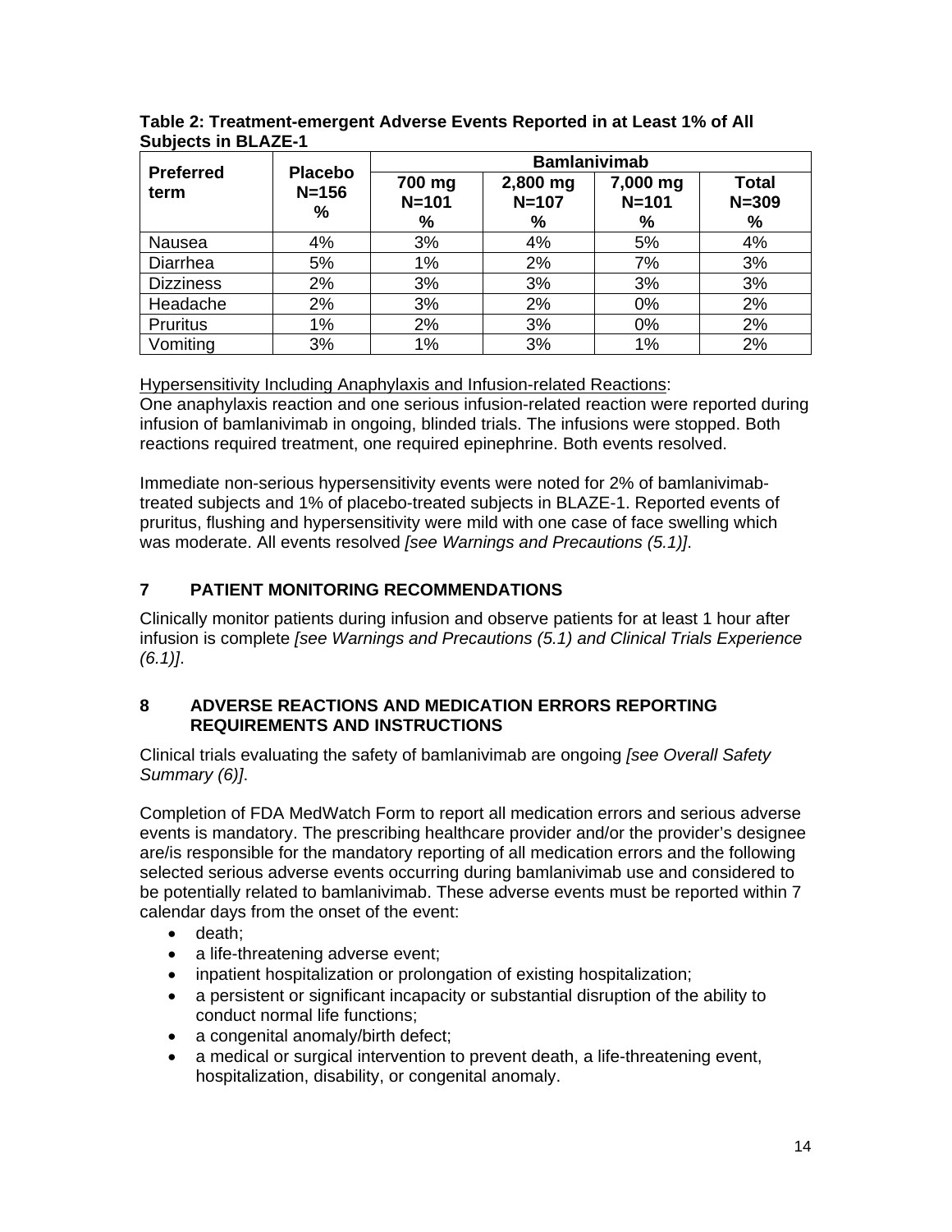**Table 2: Treatment-emergent Adverse Events Reported in at Least 1% of All Subjects in BLAZE-1**

| Preferred term | Placebo N=156 % | Bamlanivimab | | | |
|---|---|---|---|---|---|
| | | 700 mg N=101 % | 2,800 mg N=107 % | 7,000 mg N=101 % | Total N=309 % |
| Nausea | 4% | 3% | 4% | 5% | 4% |
| Diarrhea | 5% | 1% | 2% | 7% | 3% |
| Dizziness | 2% | 3% | 3% | 3% | 3% |
| Headache | 2% | 3% | 2% | 0% | 2% |
| Pruritus | 1% | 2% | 3% | 0% | 2% |
| Vomiting | 3% | 1% | 3% | 1% | 2% |

Hypersensitivity Including Anaphylaxis and Infusion-related Reactions:
One anaphylaxis reaction and one serious infusion-related reaction were reported during infusion of bamlanivimab in ongoing, blinded trials. The infusions were stopped. Both reactions required treatment, one required epinephrine. Both events resolved.

Immediate non-serious hypersensitivity events were noted for 2% of bamlanivimab-treated subjects and 1% of placebo-treated subjects in BLAZE-1. Reported events of pruritus, flushing and hypersensitivity were mild with one case of face swelling which was moderate. All events resolved *[see Warnings and Precautions (5.1)]*.

## 7 PATIENT MONITORING RECOMMENDATIONS

Clinically monitor patients during infusion and observe patients for at least 1 hour after infusion is complete *[see Warnings and Precautions (5.1) and Clinical Trials Experience (6.1)]*.

## 8 ADVERSE REACTIONS AND MEDICATION ERRORS REPORTING REQUIREMENTS AND INSTRUCTIONS

Clinical trials evaluating the safety of bamlanivimab are ongoing *[see Overall Safety Summary (6)]*.

Completion of FDA MedWatch Form to report all medication errors and serious adverse events is mandatory. The prescribing healthcare provider and/or the provider's designee are/is responsible for the mandatory reporting of all medication errors and the following selected serious adverse events occurring during bamlanivimab use and considered to be potentially related to bamlanivimab. These adverse events must be reported within 7 calendar days from the onset of the event:

- death;
- a life-threatening adverse event;
- inpatient hospitalization or prolongation of existing hospitalization;
- a persistent or significant incapacity or substantial disruption of the ability to conduct normal life functions;
- a congenital anomaly/birth defect;
- a medical or surgical intervention to prevent death, a life-threatening event, hospitalization, disability, or congenital anomaly.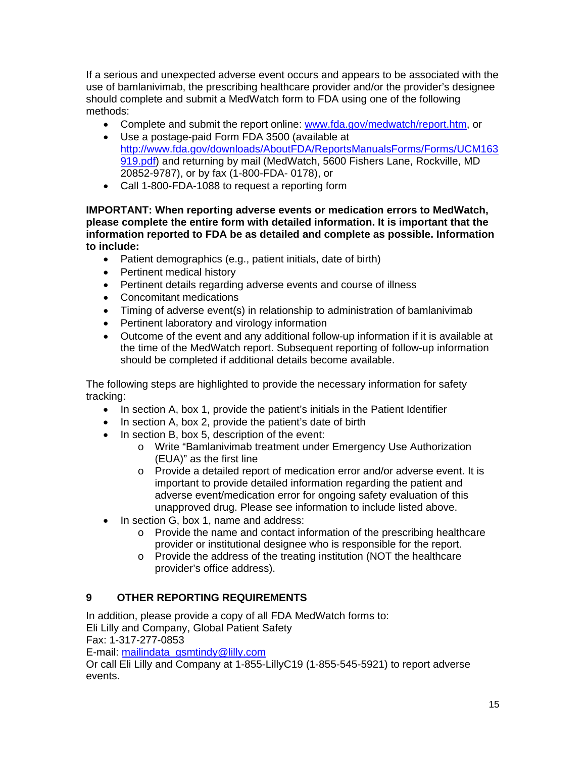If a serious and unexpected adverse event occurs and appears to be associated with the use of bamlanivimab, the prescribing healthcare provider and/or the provider's designee should complete and submit a MedWatch form to FDA using one of the following methods:

- Complete and submit the report online: www.fda.gov/medwatch/report.htm, or
- Use a postage-paid Form FDA 3500 (available at http://www.fda.gov/downloads/AboutFDA/ReportsManualsForms/Forms/UCM163919.pdf) and returning by mail (MedWatch, 5600 Fishers Lane, Rockville, MD 20852-9787), or by fax (1-800-FDA- 0178), or
- Call 1-800-FDA-1088 to request a reporting form

**IMPORTANT: When reporting adverse events or medication errors to MedWatch, please complete the entire form with detailed information. It is important that the information reported to FDA be as detailed and complete as possible. Information to include:**

- Patient demographics (e.g., patient initials, date of birth)
- Pertinent medical history
- Pertinent details regarding adverse events and course of illness
- Concomitant medications
- Timing of adverse event(s) in relationship to administration of bamlanivimab
- Pertinent laboratory and virology information
- Outcome of the event and any additional follow-up information if it is available at the time of the MedWatch report. Subsequent reporting of follow-up information should be completed if additional details become available.

The following steps are highlighted to provide the necessary information for safety tracking:

- In section A, box 1, provide the patient's initials in the Patient Identifier
- In section A, box 2, provide the patient's date of birth
- In section B, box 5, description of the event:
  - Write "Bamlanivimab treatment under Emergency Use Authorization (EUA)" as the first line
  - Provide a detailed report of medication error and/or adverse event. It is important to provide detailed information regarding the patient and adverse event/medication error for ongoing safety evaluation of this unapproved drug. Please see information to include listed above.
- In section G, box 1, name and address:
  - Provide the name and contact information of the prescribing healthcare provider or institutional designee who is responsible for the report.
  - Provide the address of the treating institution (NOT the healthcare provider's office address).

## 9 OTHER REPORTING REQUIREMENTS

In addition, please provide a copy of all FDA MedWatch forms to:
Eli Lilly and Company, Global Patient Safety
Fax: 1-317-277-0853
E-mail: mailindata_gsmtindy@lilly.com
Or call Eli Lilly and Company at 1-855-LillyC19 (1-855-545-5921) to report adverse events.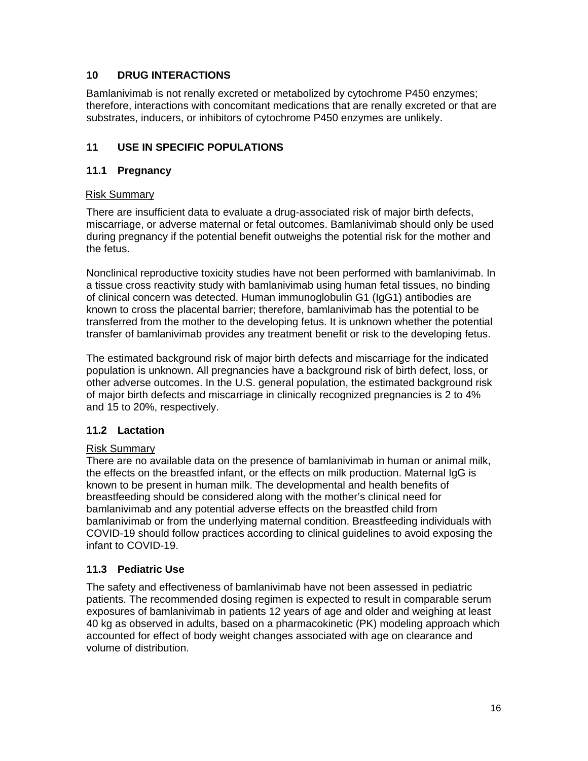## 10 DRUG INTERACTIONS

Bamlanivimab is not renally excreted or metabolized by cytochrome P450 enzymes; therefore, interactions with concomitant medications that are renally excreted or that are substrates, inducers, or inhibitors of cytochrome P450 enzymes are unlikely.

## 11 USE IN SPECIFIC POPULATIONS

### 11.1 Pregnancy

Risk Summary

There are insufficient data to evaluate a drug-associated risk of major birth defects, miscarriage, or adverse maternal or fetal outcomes. Bamlanivimab should only be used during pregnancy if the potential benefit outweighs the potential risk for the mother and the fetus.

Nonclinical reproductive toxicity studies have not been performed with bamlanivimab. In a tissue cross reactivity study with bamlanivimab using human fetal tissues, no binding of clinical concern was detected. Human immunoglobulin G1 (IgG1) antibodies are known to cross the placental barrier; therefore, bamlanivimab has the potential to be transferred from the mother to the developing fetus. It is unknown whether the potential transfer of bamlanivimab provides any treatment benefit or risk to the developing fetus.

The estimated background risk of major birth defects and miscarriage for the indicated population is unknown. All pregnancies have a background risk of birth defect, loss, or other adverse outcomes. In the U.S. general population, the estimated background risk of major birth defects and miscarriage in clinically recognized pregnancies is 2 to 4% and 15 to 20%, respectively.

### 11.2 Lactation

Risk Summary

There are no available data on the presence of bamlanivimab in human or animal milk, the effects on the breastfed infant, or the effects on milk production. Maternal IgG is known to be present in human milk. The developmental and health benefits of breastfeeding should be considered along with the mother's clinical need for bamlanivimab and any potential adverse effects on the breastfed child from bamlanivimab or from the underlying maternal condition. Breastfeeding individuals with COVID-19 should follow practices according to clinical guidelines to avoid exposing the infant to COVID-19.

### 11.3 Pediatric Use

The safety and effectiveness of bamlanivimab have not been assessed in pediatric patients. The recommended dosing regimen is expected to result in comparable serum exposures of bamlanivimab in patients 12 years of age and older and weighing at least 40 kg as observed in adults, based on a pharmacokinetic (PK) modeling approach which accounted for effect of body weight changes associated with age on clearance and volume of distribution.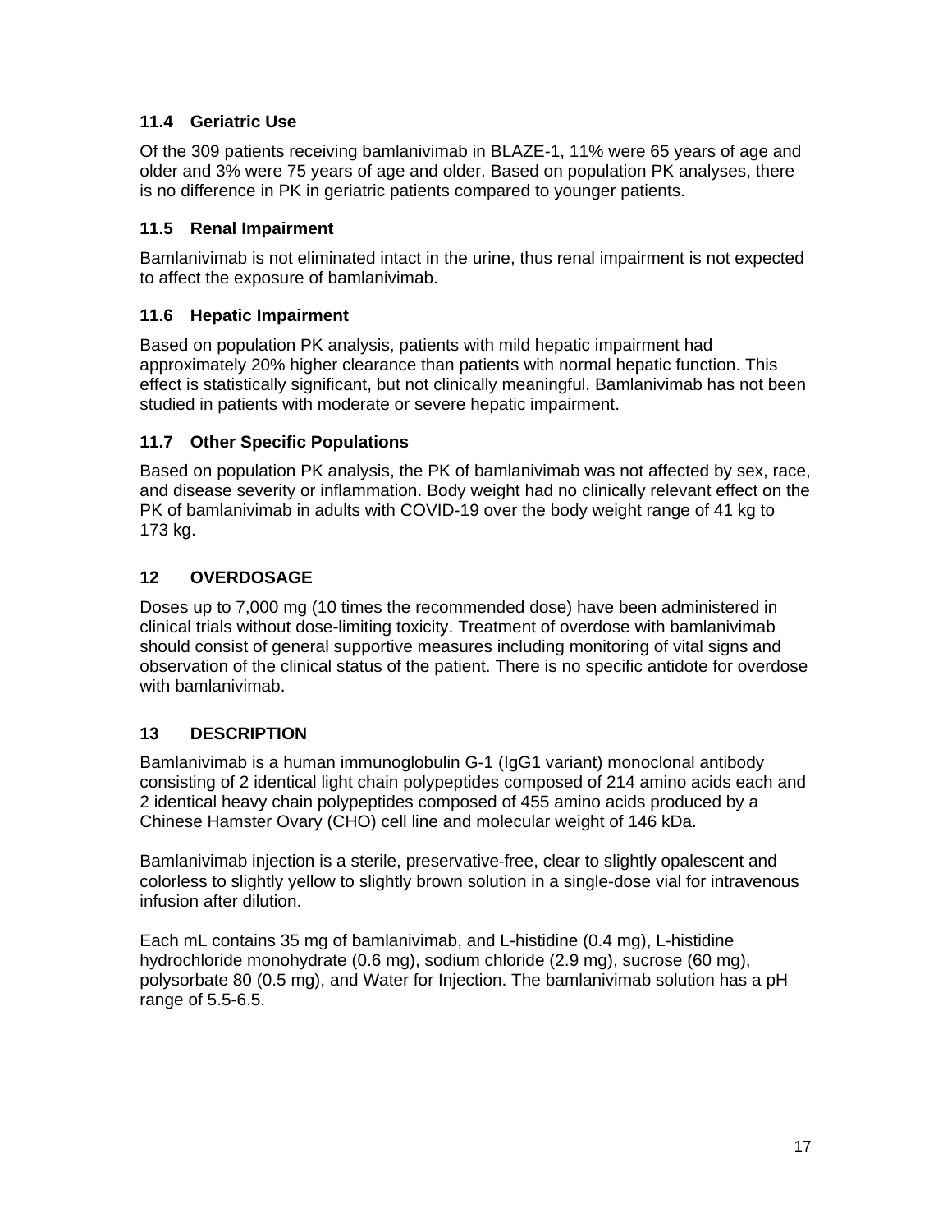### 11.4 Geriatric Use

Of the 309 patients receiving bamlanivimab in BLAZE-1, 11% were 65 years of age and older and 3% were 75 years of age and older. Based on population PK analyses, there is no difference in PK in geriatric patients compared to younger patients.

### 11.5 Renal Impairment

Bamlanivimab is not eliminated intact in the urine, thus renal impairment is not expected to affect the exposure of bamlanivimab.

### 11.6 Hepatic Impairment

Based on population PK analysis, patients with mild hepatic impairment had approximately 20% higher clearance than patients with normal hepatic function. This effect is statistically significant, but not clinically meaningful. Bamlanivimab has not been studied in patients with moderate or severe hepatic impairment.

### 11.7 Other Specific Populations

Based on population PK analysis, the PK of bamlanivimab was not affected by sex, race, and disease severity or inflammation. Body weight had no clinically relevant effect on the PK of bamlanivimab in adults with COVID-19 over the body weight range of 41 kg to 173 kg.

## 12 OVERDOSAGE

Doses up to 7,000 mg (10 times the recommended dose) have been administered in clinical trials without dose-limiting toxicity. Treatment of overdose with bamlanivimab should consist of general supportive measures including monitoring of vital signs and observation of the clinical status of the patient. There is no specific antidote for overdose with bamlanivimab.

## 13 DESCRIPTION

Bamlanivimab is a human immunoglobulin G-1 (IgG1 variant) monoclonal antibody consisting of 2 identical light chain polypeptides composed of 214 amino acids each and 2 identical heavy chain polypeptides composed of 455 amino acids produced by a Chinese Hamster Ovary (CHO) cell line and molecular weight of 146 kDa.

Bamlanivimab injection is a sterile, preservative-free, clear to slightly opalescent and colorless to slightly yellow to slightly brown solution in a single-dose vial for intravenous infusion after dilution.

Each mL contains 35 mg of bamlanivimab, and L-histidine (0.4 mg), L-histidine hydrochloride monohydrate (0.6 mg), sodium chloride (2.9 mg), sucrose (60 mg), polysorbate 80 (0.5 mg), and Water for Injection. The bamlanivimab solution has a pH range of 5.5-6.5.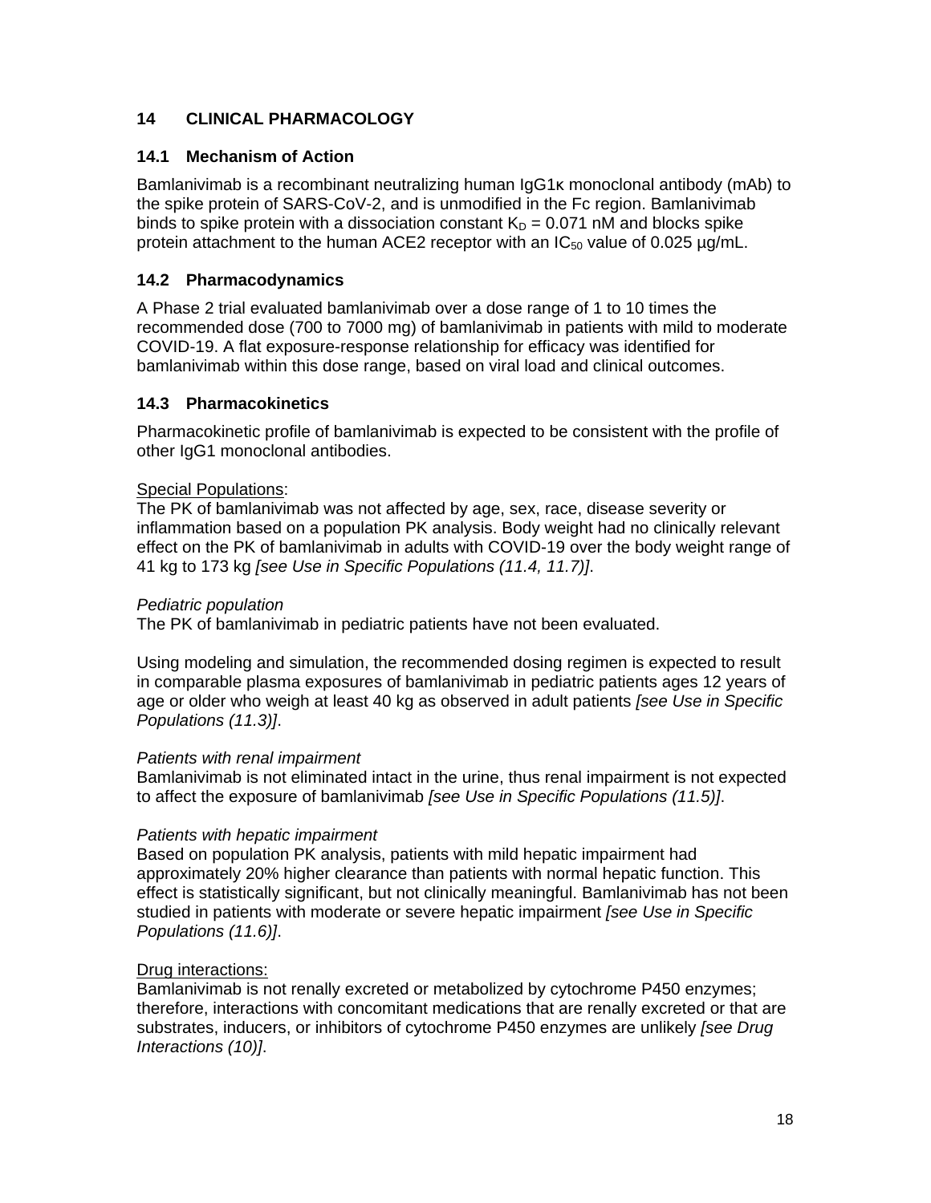## 14 CLINICAL PHARMACOLOGY

### 14.1 Mechanism of Action

Bamlanivimab is a recombinant neutralizing human IgG1κ monoclonal antibody (mAb) to the spike protein of SARS-CoV-2, and is unmodified in the Fc region. Bamlanivimab binds to spike protein with a dissociation constant $K_D$ = 0.071 nM and blocks spike protein attachment to the human ACE2 receptor with an $IC_{50}$ value of 0.025 µg/mL.

### 14.2 Pharmacodynamics

A Phase 2 trial evaluated bamlanivimab over a dose range of 1 to 10 times the recommended dose (700 to 7000 mg) of bamlanivimab in patients with mild to moderate COVID-19. A flat exposure-response relationship for efficacy was identified for bamlanivimab within this dose range, based on viral load and clinical outcomes.

### 14.3 Pharmacokinetics

Pharmacokinetic profile of bamlanivimab is expected to be consistent with the profile of other IgG1 monoclonal antibodies.

Special Populations:
The PK of bamlanivimab was not affected by age, sex, race, disease severity or inflammation based on a population PK analysis. Body weight had no clinically relevant effect on the PK of bamlanivimab in adults with COVID-19 over the body weight range of 41 kg to 173 kg *[see Use in Specific Populations (11.4, 11.7)]*.

*Pediatric population*
The PK of bamlanivimab in pediatric patients have not been evaluated.

Using modeling and simulation, the recommended dosing regimen is expected to result in comparable plasma exposures of bamlanivimab in pediatric patients ages 12 years of age or older who weigh at least 40 kg as observed in adult patients *[see Use in Specific Populations (11.3)]*.

*Patients with renal impairment*
Bamlanivimab is not eliminated intact in the urine, thus renal impairment is not expected to affect the exposure of bamlanivimab *[see Use in Specific Populations (11.5)]*.

*Patients with hepatic impairment*
Based on population PK analysis, patients with mild hepatic impairment had approximately 20% higher clearance than patients with normal hepatic function. This effect is statistically significant, but not clinically meaningful. Bamlanivimab has not been studied in patients with moderate or severe hepatic impairment *[see Use in Specific Populations (11.6)]*.

Drug interactions:
Bamlanivimab is not renally excreted or metabolized by cytochrome P450 enzymes; therefore, interactions with concomitant medications that are renally excreted or that are substrates, inducers, or inhibitors of cytochrome P450 enzymes are unlikely *[see Drug Interactions (10)]*.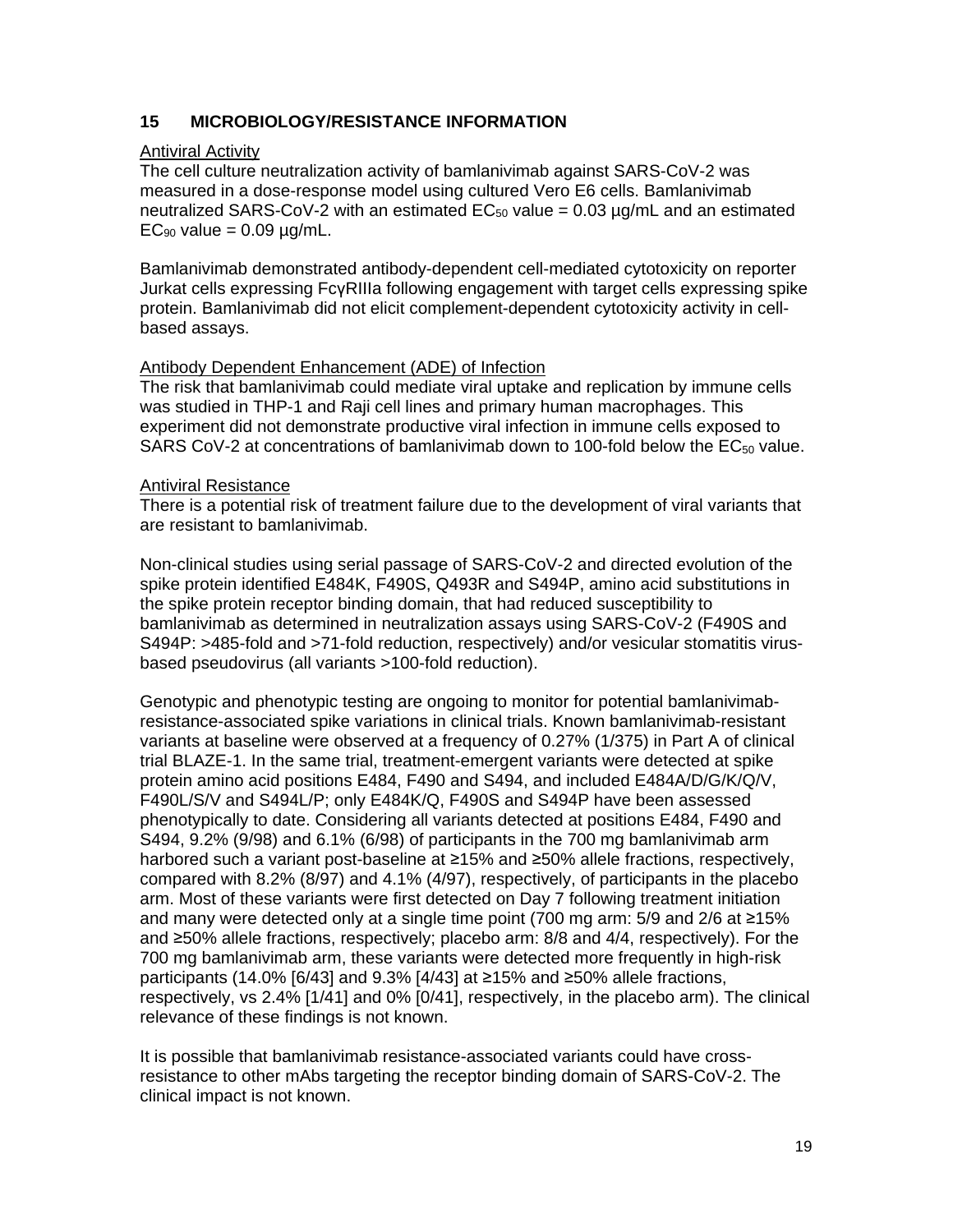## 15 MICROBIOLOGY/RESISTANCE INFORMATION

Antiviral Activity

The cell culture neutralization activity of bamlanivimab against SARS-CoV-2 was measured in a dose-response model using cultured Vero E6 cells. Bamlanivimab neutralized SARS-CoV-2 with an estimated $EC_{50}$ value = 0.03 µg/mL and an estimated $EC_{90}$ value = 0.09 µg/mL.

Bamlanivimab demonstrated antibody-dependent cell-mediated cytotoxicity on reporter Jurkat cells expressing FcγRIIIa following engagement with target cells expressing spike protein. Bamlanivimab did not elicit complement-dependent cytotoxicity activity in cell-based assays.

Antibody Dependent Enhancement (ADE) of Infection

The risk that bamlanivimab could mediate viral uptake and replication by immune cells was studied in THP-1 and Raji cell lines and primary human macrophages. This experiment did not demonstrate productive viral infection in immune cells exposed to SARS CoV-2 at concentrations of bamlanivimab down to 100-fold below the $EC_{50}$ value.

Antiviral Resistance

There is a potential risk of treatment failure due to the development of viral variants that are resistant to bamlanivimab.

Non-clinical studies using serial passage of SARS-CoV-2 and directed evolution of the spike protein identified E484K, F490S, Q493R and S494P, amino acid substitutions in the spike protein receptor binding domain, that had reduced susceptibility to bamlanivimab as determined in neutralization assays using SARS-CoV-2 (F490S and S494P: >485-fold and >71-fold reduction, respectively) and/or vesicular stomatitis virus-based pseudovirus (all variants >100-fold reduction).

Genotypic and phenotypic testing are ongoing to monitor for potential bamlanivimab-resistance-associated spike variations in clinical trials. Known bamlanivimab-resistant variants at baseline were observed at a frequency of 0.27% (1/375) in Part A of clinical trial BLAZE-1. In the same trial, treatment-emergent variants were detected at spike protein amino acid positions E484, F490 and S494, and included E484A/D/G/K/Q/V, F490L/S/V and S494L/P; only E484K/Q, F490S and S494P have been assessed phenotypically to date. Considering all variants detected at positions E484, F490 and S494, 9.2% (9/98) and 6.1% (6/98) of participants in the 700 mg bamlanivimab arm harbored such a variant post-baseline at ≥15% and ≥50% allele fractions, respectively, compared with 8.2% (8/97) and 4.1% (4/97), respectively, of participants in the placebo arm. Most of these variants were first detected on Day 7 following treatment initiation and many were detected only at a single time point (700 mg arm: 5/9 and 2/6 at ≥15% and ≥50% allele fractions, respectively; placebo arm: 8/8 and 4/4, respectively). For the 700 mg bamlanivimab arm, these variants were detected more frequently in high-risk participants (14.0% [6/43] and 9.3% [4/43] at ≥15% and ≥50% allele fractions, respectively, vs 2.4% [1/41] and 0% [0/41], respectively, in the placebo arm). The clinical relevance of these findings is not known.

It is possible that bamlanivimab resistance-associated variants could have cross-resistance to other mAbs targeting the receptor binding domain of SARS-CoV-2. The clinical impact is not known.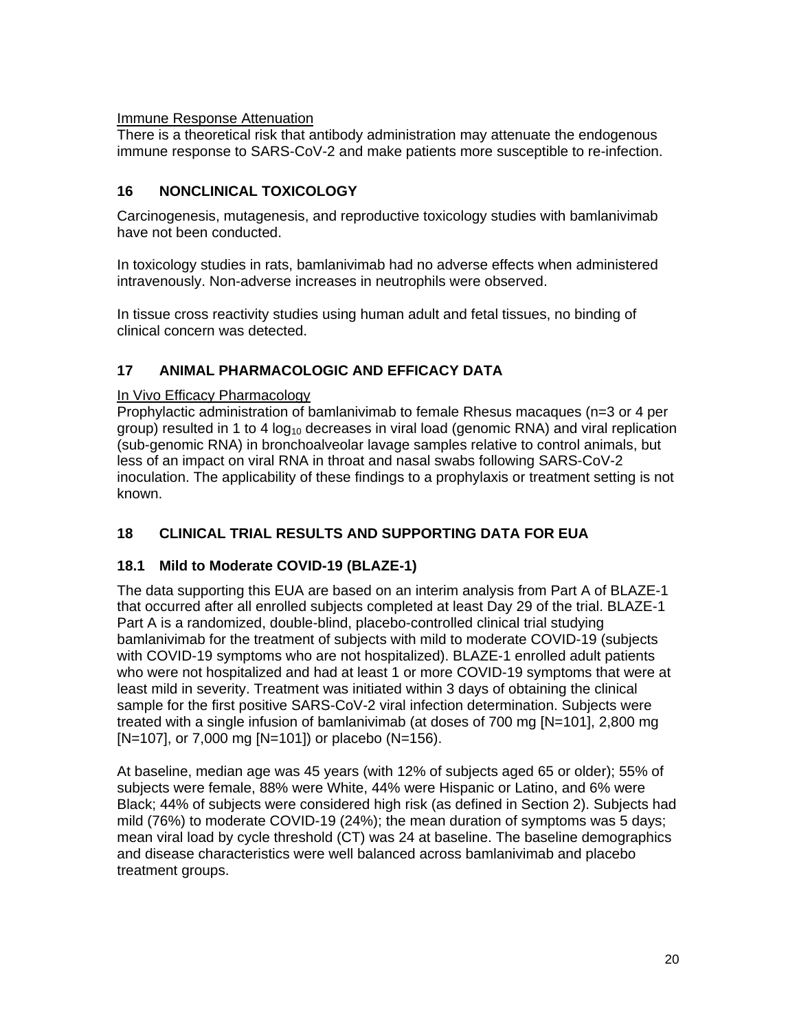Immune Response Attenuation

There is a theoretical risk that antibody administration may attenuate the endogenous immune response to SARS-CoV-2 and make patients more susceptible to re-infection.

## 16 NONCLINICAL TOXICOLOGY

Carcinogenesis, mutagenesis, and reproductive toxicology studies with bamlanivimab have not been conducted.

In toxicology studies in rats, bamlanivimab had no adverse effects when administered intravenously. Non-adverse increases in neutrophils were observed.

In tissue cross reactivity studies using human adult and fetal tissues, no binding of clinical concern was detected.

## 17 ANIMAL PHARMACOLOGIC AND EFFICACY DATA

In Vivo Efficacy Pharmacology

Prophylactic administration of bamlanivimab to female Rhesus macaques (n=3 or 4 per group) resulted in 1 to 4 $\log_{10}$ decreases in viral load (genomic RNA) and viral replication (sub-genomic RNA) in bronchoalveolar lavage samples relative to control animals, but less of an impact on viral RNA in throat and nasal swabs following SARS-CoV-2 inoculation. The applicability of these findings to a prophylaxis or treatment setting is not known.

## 18 CLINICAL TRIAL RESULTS AND SUPPORTING DATA FOR EUA

### 18.1 Mild to Moderate COVID-19 (BLAZE-1)

The data supporting this EUA are based on an interim analysis from Part A of BLAZE-1 that occurred after all enrolled subjects completed at least Day 29 of the trial. BLAZE-1 Part A is a randomized, double-blind, placebo-controlled clinical trial studying bamlanivimab for the treatment of subjects with mild to moderate COVID-19 (subjects with COVID-19 symptoms who are not hospitalized). BLAZE-1 enrolled adult patients who were not hospitalized and had at least 1 or more COVID-19 symptoms that were at least mild in severity. Treatment was initiated within 3 days of obtaining the clinical sample for the first positive SARS-CoV-2 viral infection determination. Subjects were treated with a single infusion of bamlanivimab (at doses of 700 mg [N=101], 2,800 mg [N=107], or 7,000 mg [N=101]) or placebo (N=156).

At baseline, median age was 45 years (with 12% of subjects aged 65 or older); 55% of subjects were female, 88% were White, 44% were Hispanic or Latino, and 6% were Black; 44% of subjects were considered high risk (as defined in Section 2). Subjects had mild (76%) to moderate COVID-19 (24%); the mean duration of symptoms was 5 days; mean viral load by cycle threshold (CT) was 24 at baseline. The baseline demographics and disease characteristics were well balanced across bamlanivimab and placebo treatment groups.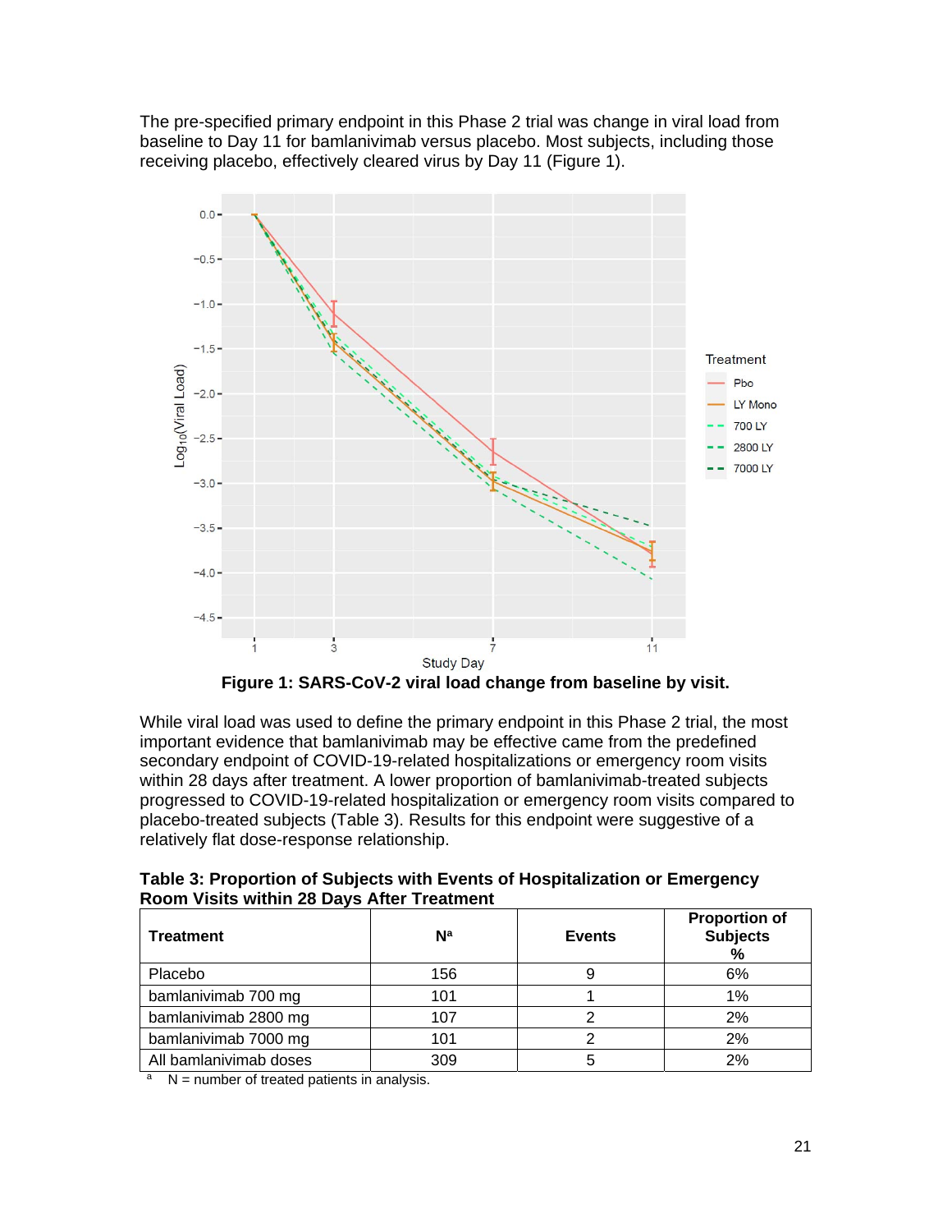The pre-specified primary endpoint in this Phase 2 trial was change in viral load from baseline to Day 11 for bamlanivimab versus placebo. Most subjects, including those receiving placebo, effectively cleared virus by Day 11 (Figure 1).

**Figure 1: SARS-CoV-2 viral load change from baseline by visit.**

While viral load was used to define the primary endpoint in this Phase 2 trial, the most important evidence that bamlanivimab may be effective came from the predefined secondary endpoint of COVID-19-related hospitalizations or emergency room visits within 28 days after treatment. A lower proportion of bamlanivimab-treated subjects progressed to COVID-19-related hospitalization or emergency room visits compared to placebo-treated subjects (Table 3). Results for this endpoint were suggestive of a relatively flat dose-response relationship.

**Table 3: Proportion of Subjects with Events of Hospitalization or Emergency Room Visits within 28 Days After Treatment**

| Treatment | N[a] | Events | Proportion of Subjects % |
|---|---|---|---|
| Placebo | 156 | 9 | 6% |
| bamlanivimab 700 mg | 101 | 1 | 1% |
| bamlanivimab 2800 mg | 107 | 2 | 2% |
| bamlanivimab 7000 mg | 101 | 2 | 2% |
| All bamlanivimab doses | 309 | 5 | 2% |

[a] N = number of treated patients in analysis.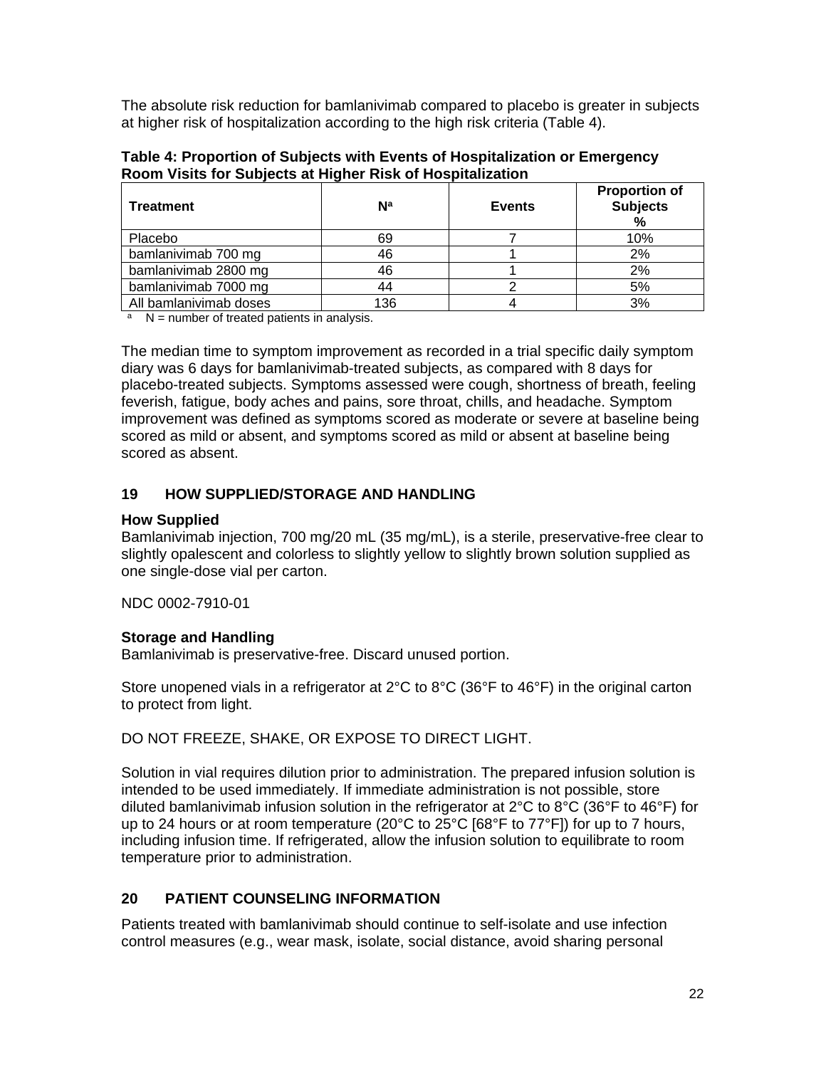The absolute risk reduction for bamlanivimab compared to placebo is greater in subjects at higher risk of hospitalization according to the high risk criteria (Table 4).

**Table 4: Proportion of Subjects with Events of Hospitalization or Emergency Room Visits for Subjects at Higher Risk of Hospitalization**

| Treatment | N[a] | Events | Proportion of Subjects % |
|---|---|---|---|
| Placebo | 69 | 7 | 10% |
| bamlanivimab 700 mg | 46 | 1 | 2% |
| bamlanivimab 2800 mg | 46 | 1 | 2% |
| bamlanivimab 7000 mg | 44 | 2 | 5% |
| All bamlanivimab doses | 136 | 4 | 3% |

[a] N = number of treated patients in analysis.

The median time to symptom improvement as recorded in a trial specific daily symptom diary was 6 days for bamlanivimab-treated subjects, as compared with 8 days for placebo-treated subjects. Symptoms assessed were cough, shortness of breath, feeling feverish, fatigue, body aches and pains, sore throat, chills, and headache. Symptom improvement was defined as symptoms scored as moderate or severe at baseline being scored as mild or absent, and symptoms scored as mild or absent at baseline being scored as absent.

## 19 HOW SUPPLIED/STORAGE AND HANDLING

**How Supplied**

Bamlanivimab injection, 700 mg/20 mL (35 mg/mL), is a sterile, preservative-free clear to slightly opalescent and colorless to slightly yellow to slightly brown solution supplied as one single-dose vial per carton.

NDC 0002-7910-01

**Storage and Handling**

Bamlanivimab is preservative-free. Discard unused portion.

Store unopened vials in a refrigerator at 2°C to 8°C (36°F to 46°F) in the original carton to protect from light.

DO NOT FREEZE, SHAKE, OR EXPOSE TO DIRECT LIGHT.

Solution in vial requires dilution prior to administration. The prepared infusion solution is intended to be used immediately. If immediate administration is not possible, store diluted bamlanivimab infusion solution in the refrigerator at 2°C to 8°C (36°F to 46°F) for up to 24 hours or at room temperature (20°C to 25°C [68°F to 77°F]) for up to 7 hours, including infusion time. If refrigerated, allow the infusion solution to equilibrate to room temperature prior to administration.

## 20 PATIENT COUNSELING INFORMATION

Patients treated with bamlanivimab should continue to self-isolate and use infection control measures (e.g., wear mask, isolate, social distance, avoid sharing personal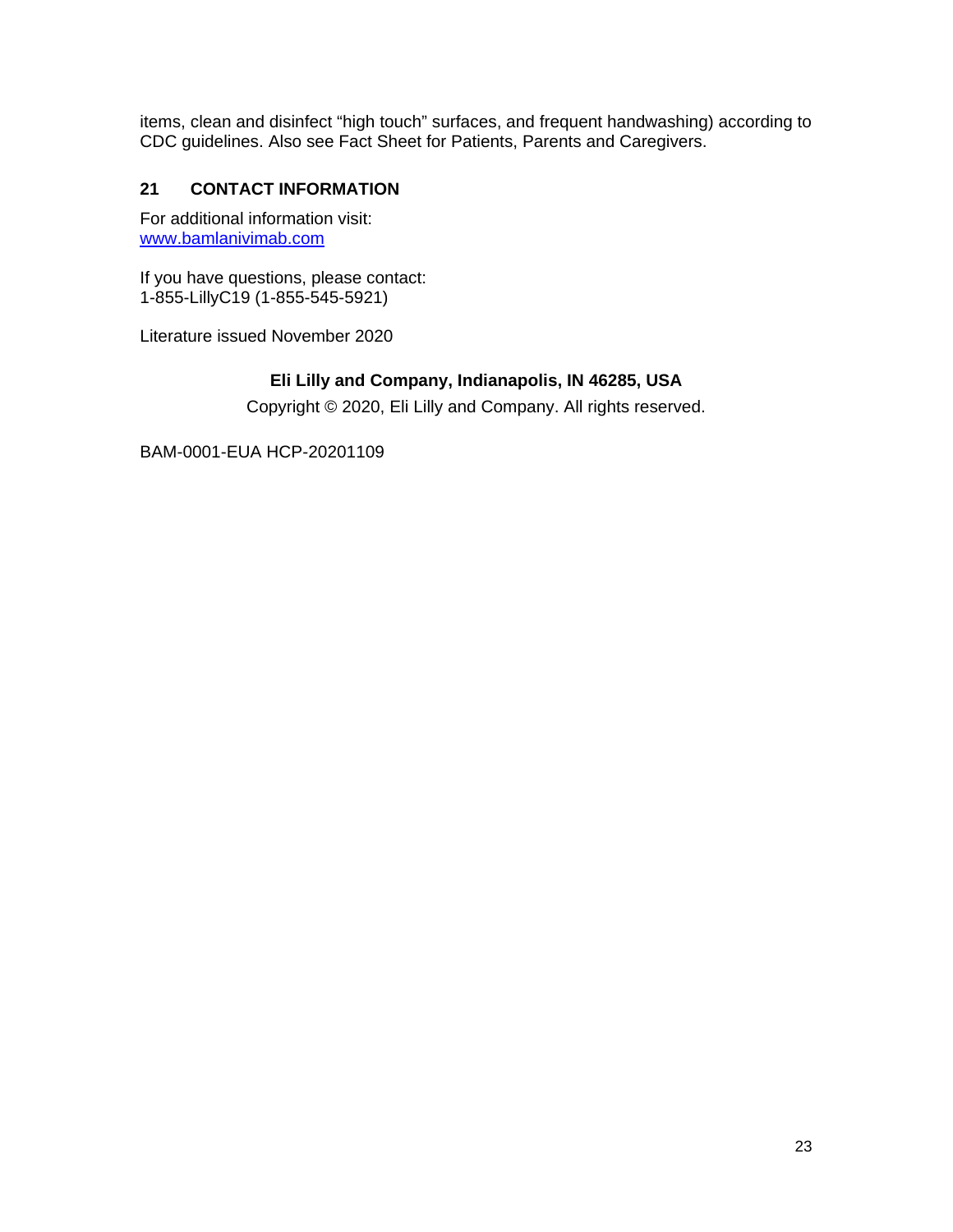items, clean and disinfect "high touch" surfaces, and frequent handwashing) according to CDC guidelines. Also see Fact Sheet for Patients, Parents and Caregivers.

## 21 CONTACT INFORMATION

For additional information visit:
[www.bamlanivimab.com](http://www.bamlanivimab.com)

If you have questions, please contact:
1-855-LillyC19 (1-855-545-5921)

Literature issued November 2020

**Eli Lilly and Company, Indianapolis, IN 46285, USA**

Copyright © 2020, Eli Lilly and Company. All rights reserved.

BAM-0001-EUA HCP-20201109